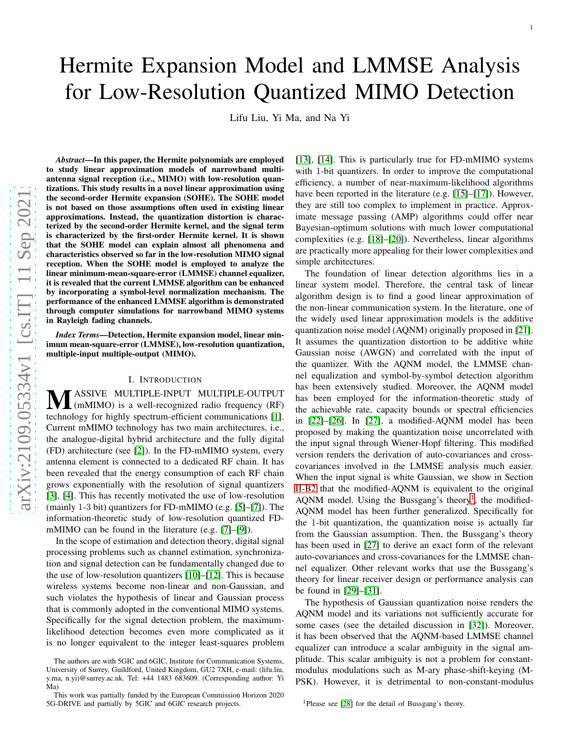# Hermite Expansion Model and LMMSE Analysis for Low-Resolution Quantized MIMO Detection

Lifu Liu, Yi Ma, and Na Yi

***Abstract*—In this paper, the Hermite polynomials are employed to study linear approximation models of narrowband multi-antenna signal reception (i.e., MIMO) with low-resolution quantizations. This study results in a novel linear approximation using the second-order Hermite expansion (SOHE). The SOHE model is not based on those assumptions often used in existing linear approximations. Instead, the quantization distortion is characterized by the second-order Hermite kernel, and the signal term is characterized by the first-order Hermite kernel. It is shown that the SOHE model can explain almost all phenomena and characteristics observed so far in the low-resolution MIMO signal reception. When the SOHE model is employed to analyze the linear minimum-mean-square-error (LMMSE) channel equalizer, it is revealed that the current LMMSE algorithm can be enhanced by incorporating a symbol-level normalization mechanism. The performance of the enhanced LMMSE algorithm is demonstrated through computer simulations for narrowband MIMO systems in Rayleigh fading channels.**

***Index Terms*—Detection, Hermite expansion model, linear minimum mean-square-error (LMMSE), low-resolution quantization, multiple-input multiple-output (MIMO).**

## I. Introduction

Massive multiple-input multiple-output (mMIMO) is a well-recognized radio frequency (RF) technology for highly spectrum-efficient communications [1]. Current mMIMO technology has two main architectures, i.e., the analogue-digital hybrid architecture and the fully digital (FD) architecture (see [2]). In the FD-mMIMO system, every antenna element is connected to a dedicated RF chain. It has been revealed that the energy consumption of each RF chain grows exponentially with the resolution of signal quantizers [3], [4]. This has recently motivated the use of low-resolution (mainly 1-3 bit) quantizers for FD-mMIMO (e.g. [5]–[7]). The information-theoretic study of low-resolution quantized FD-mMIMO can be found in the literature (e.g. [7]–[9]).

In the scope of estimation and detection theory, digital signal processing problems such as channel estimation, synchronization and signal detection can be fundamentally changed due to the use of low-resolution quantizers [10]–[12]. This is because wireless systems become non-linear and non-Gaussian, and such violates the hypothesis of linear and Gaussian process that is commonly adopted in the conventional MIMO systems. Specifically for the signal detection problem, the maximum-likelihood detection becomes even more complicated as it is no longer equivalent to the integer least-squares problem [13], [14]. This is particularly true for FD-mMIMO systems with 1-bit quantizers. In order to improve the computational efficiency, a number of near-maximum-likelihood algorithms have been reported in the literature (e.g. [15]–[17]). However, they are still too complex to implement in practice. Approximate message passing (AMP) algorithms could offer near Bayesian-optimum solutions with much lower computational complexities (e.g. [18]–[20]). Nevertheless, linear algorithms are practically more appealing for their lower complexities and simple architectures.

The foundation of linear detection algorithms lies in a linear system model. Therefore, the central task of linear algorithm design is to find a good linear approximation of the non-linear communication system. In the literature, one of the widely used linear approximation models is the additive quantization noise model (AQNM) originally proposed in [21]. It assumes the quantization distortion to be additive white Gaussian noise (AWGN) and correlated with the input of the quantizer. With the AQNM model, the LMMSE channel equalization and symbol-by-symbol detection algorithm has been extensively studied. Moreover, the AQNM model has been employed for the information-theoretic study of the achievable rate, capacity bounds or spectral efficiencies in [22]–[26]. In [27], a modified-AQNM model has been proposed by making the quantization noise uncorrelated with the input signal through Wiener-Hopf filtering. This modified version renders the derivation of auto-covariances and cross-covariances involved in the LMMSE analysis much easier. When the input signal is white Gaussian, we show in Section II-B2 that the modified-AQNM is equivalent to the original AQNM model. Using the Bussgang's theory[1], the modified-AQNM model has been further generalized. Specifically for the 1-bit quantization, the quantization noise is actually far from the Gaussian assumption. Then, the Bussgang's theory has been used in [27] to derive an exact form of the relevant auto-covariances and cross-covariances for the LMMSE channel equalizer. Other relevant works that use the Bussgang's theory for linear receiver design or performance analysis can be found in [29]–[31].

The hypothesis of Gaussian quantization noise renders the AQNM model and its variations not sufficiently accurate for some cases (see the detailed discussion in [32]). Moreover, it has been observed that the AQNM-based LMMSE channel equalizer can introduce a scalar ambiguity in the signal amplitude. This scalar ambiguity is not a problem for constant-modulus modulations such as M-ary phase-shift-keying (M-PSK). However, it is detrimental to non-constant-modulus

The authors are with 5GIC and 6GIC, Institute for Communication Systems, University of Surrey, Guildford, United Kingdom, GU2 7XH, e-mail: (lifu.liu, y.ma, n.yi)@surrey.ac.uk. Tel: +44 1483 683609. (Corresponding author: Yi Ma)

This work was partially funded by the European Commission Horizon 2020 5G-DRIVE and partially by 5GIC and 6GIC research projects.

[1] Please see [28] for the detail of Bussgang's theory.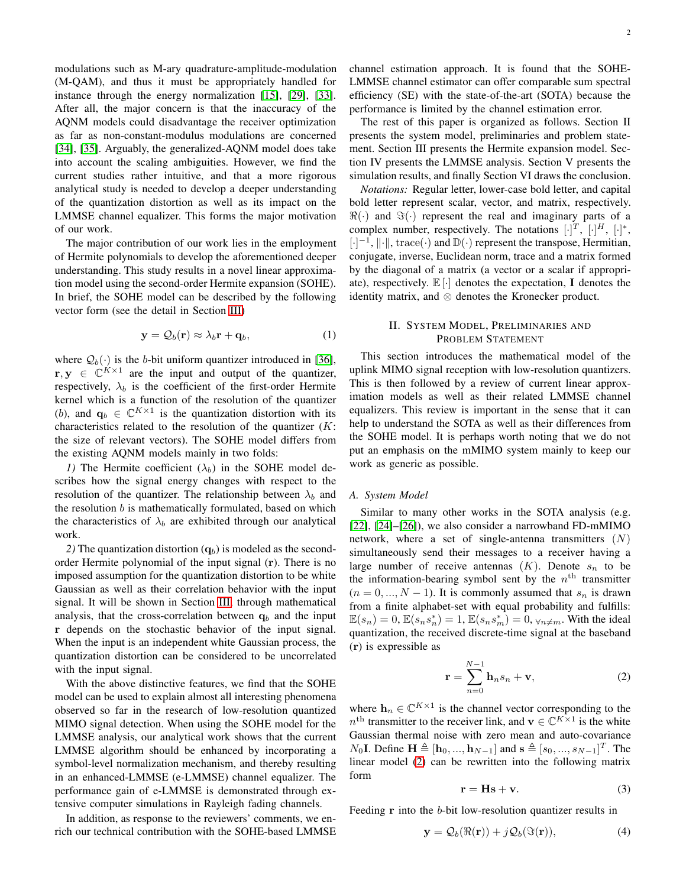modulations such as M-ary quadrature-amplitude-modulation (M-QAM), and thus it must be appropriately handled for instance through the energy normalization [15], [29], [33]. After all, the major concern is that the inaccuracy of the AQNM models could disadvantage the receiver optimization as far as non-constant-modulus modulations are concerned [34], [35]. Arguably, the generalized-AQNM model does take into account the scaling ambiguities. However, we find the current studies rather intuitive, and that a more rigorous analytical study is needed to develop a deeper understanding of the quantization distortion as well as its impact on the LMMSE channel equalizer. This forms the major motivation of our work.

The major contribution of our work lies in the employment of Hermite polynomials to develop the aforementioned deeper understanding. This study results in a novel linear approximation model using the second-order Hermite expansion (SOHE). In brief, the SOHE model can be described by the following vector form (see the detail in Section III)

$$\mathbf{y} = \mathcal{Q}_b(\mathbf{r}) \approx \lambda_b \mathbf{r} + \mathbf{q}_b, \tag{1}$$

where $\mathcal{Q}_b(\cdot)$ is the $b$-bit uniform quantizer introduced in [36], $\mathbf{r}, \mathbf{y} \in \mathbb{C}^{K\times 1}$ are the input and output of the quantizer, respectively, $\lambda_b$ is the coefficient of the first-order Hermite kernel which is a function of the resolution of the quantizer ($b$), and $\mathbf{q}_b \in \mathbb{C}^{K\times 1}$ is the quantization distortion with its characteristics related to the resolution of the quantizer ($K$: the size of relevant vectors). The SOHE model differs from the existing AQNM models mainly in two folds:

*1)* The Hermite coefficient ($\lambda_b$) in the SOHE model describes how the signal energy changes with respect to the resolution of the quantizer. The relationship between $\lambda_b$ and the resolution $b$ is mathematically formulated, based on which the characteristics of $\lambda_b$ are exhibited through our analytical work.

*2)* The quantization distortion ($\mathbf{q}_b$) is modeled as the second-order Hermite polynomial of the input signal ($\mathbf{r}$). There is no imposed assumption for the quantization distortion to be white Gaussian as well as their correlation behavior with the input signal. It will be shown in Section III, through mathematical analysis, that the cross-correlation between $\mathbf{q}_b$ and the input $\mathbf{r}$ depends on the stochastic behavior of the input signal. When the input is an independent white Gaussian process, the quantization distortion can be considered to be uncorrelated with the input signal.

With the above distinctive features, we find that the SOHE model can be used to explain almost all interesting phenomena observed so far in the research of low-resolution quantized MIMO signal detection. When using the SOHE model for the LMMSE analysis, our analytical work shows that the current LMMSE algorithm should be enhanced by incorporating a symbol-level normalization mechanism, and thereby resulting in an enhanced-LMMSE (e-LMMSE) channel equalizer. The performance gain of e-LMMSE is demonstrated through extensive computer simulations in Rayleigh fading channels.

In addition, as response to the reviewers' comments, we enrich our technical contribution with the SOHE-based LMMSE channel estimation approach. It is found that the SOHE-LMMSE channel estimator can offer comparable sum spectral efficiency (SE) with the state-of-the-art (SOTA) because the performance is limited by the channel estimation error.

The rest of this paper is organized as follows. Section II presents the system model, preliminaries and problem statement. Section III presents the Hermite expansion model. Section IV presents the LMMSE analysis. Section V presents the simulation results, and finally Section VI draws the conclusion.

*Notations:* Regular letter, lower-case bold letter, and capital bold letter represent scalar, vector, and matrix, respectively. $\Re(\cdot)$ and $\Im(\cdot)$ represent the real and imaginary parts of a complex number, respectively. The notations $[\cdot]^T$, $[\cdot]^H$, $[\cdot]^*$, $[\cdot]^{-1}$, $\|\cdot\|$, $\mathrm{trace}(\cdot)$ and $\mathbb{D}(\cdot)$ represent the transpose, Hermitian, conjugate, inverse, Euclidean norm, trace and a matrix formed by the diagonal of a matrix (a vector or a scalar if appropriate), respectively. $\mathbb{E}[\cdot]$ denotes the expectation, $\mathbf{I}$ denotes the identity matrix, and $\otimes$ denotes the Kronecker product.

## II. System Model, Preliminaries and Problem Statement

This section introduces the mathematical model of the uplink MIMO signal reception with low-resolution quantizers. This is then followed by a review of current linear approximation models as well as their related LMMSE channel equalizers. This review is important in the sense that it can help to understand the SOTA as well as their differences from the SOHE model. It is perhaps worth noting that we do not put an emphasis on the mMIMO system mainly to keep our work as generic as possible.

### A. System Model

Similar to many other works in the SOTA analysis (e.g. [22], [24]–[26]), we also consider a narrowband FD-mMIMO network, where a set of single-antenna transmitters ($N$) simultaneously send their messages to a receiver having a large number of receive antennas ($K$). Denote $s_n$ to be the information-bearing symbol sent by the $n^{\text{th}}$ transmitter ($n = 0, ..., N-1$). It is commonly assumed that $s_n$ is drawn from a finite alphabet-set with equal probability and fulfills: $\mathbb{E}(s_n) = 0, \mathbb{E}(s_n s_n^*) = 1, \mathbb{E}(s_n s_m^*) = 0, _{\forall n\neq m}$. With the ideal quantization, the received discrete-time signal at the baseband ($\mathbf{r}$) is expressible as

$$\mathbf{r} = \sum_{n=0}^{N-1} \mathbf{h}_n s_n + \mathbf{v}, \tag{2}$$

where $\mathbf{h}_n \in \mathbb{C}^{K\times 1}$ is the channel vector corresponding to the $n^{\text{th}}$ transmitter to the receiver link, and $\mathbf{v} \in \mathbb{C}^{K\times 1}$ is the white Gaussian thermal noise with zero mean and auto-covariance $N_0\mathbf{I}$. Define $\mathbf{H} \triangleq [\mathbf{h}_0, ..., \mathbf{h}_{N-1}]$ and $\mathbf{s} \triangleq [s_0, ..., s_{N-1}]^T$. The linear model (2) can be rewritten into the following matrix form

$$\mathbf{r} = \mathbf{H}\mathbf{s} + \mathbf{v}. \tag{3}$$

Feeding $\mathbf{r}$ into the $b$-bit low-resolution quantizer results in

$$\mathbf{y} = \mathcal{Q}_b(\Re(\mathbf{r})) + j\mathcal{Q}_b(\Im(\mathbf{r})), \tag{4}$$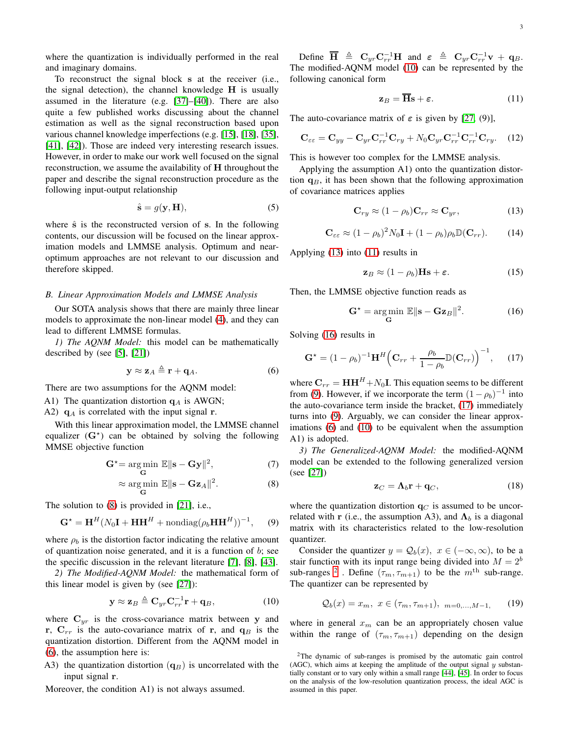where the quantization is individually performed in the real and imaginary domains.

To reconstruct the signal block $\mathbf{s}$ at the receiver (i.e., the signal detection), the channel knowledge $\mathbf{H}$ is usually assumed in the literature (e.g. [37]–[40]). There are also quite a few published works discussing about the channel estimation as well as the signal reconstruction based upon various channel knowledge imperfections (e.g. [15], [18], [35], [41], [42]). Those are indeed very interesting research issues. However, in order to make our work well focused on the signal reconstruction, we assume the availability of $\mathbf{H}$ throughout the paper and describe the signal reconstruction procedure as the following input-output relationship

$$\hat{\mathbf{s}} = g(\mathbf{y}, \mathbf{H}), \tag{5}$$

where $\hat{\mathbf{s}}$ is the reconstructed version of $\mathbf{s}$. In the following contents, our discussion will be focused on the linear approximation models and LMMSE analysis. Optimum and near-optimum approaches are not relevant to our discussion and therefore skipped.

### B. Linear Approximation Models and LMMSE Analysis

Our SOTA analysis shows that there are mainly three linear models to approximate the non-linear model (4), and they can lead to different LMMSE formulas.

*1) The AQNM Model:* this model can be mathematically described by (see [5], [21])

$$\mathbf{y} \approx \mathbf{z}_A \triangleq \mathbf{r} + \mathbf{q}_A. \tag{6}$$

There are two assumptions for the AQNM model:

A1) The quantization distortion $\mathbf{q}_A$ is AWGN;

A2) $\mathbf{q}_A$ is correlated with the input signal $\mathbf{r}$.

With this linear approximation model, the LMMSE channel equalizer ($\mathbf{G}^\star$) can be obtained by solving the following MMSE objective function

$$\mathbf{G}^\star = \underset{\mathbf{G}}{\arg\min}\ \mathbb{E}\|\mathbf{s} - \mathbf{G}\mathbf{y}\|^2, \tag{7}$$

$$\approx \underset{\mathbf{G}}{\arg\min}\ \mathbb{E}\|\mathbf{s} - \mathbf{G}\mathbf{z}_A\|^2. \tag{8}$$

The solution to (8) is provided in [21], i.e.,

$$\mathbf{G}^\star = \mathbf{H}^H(N_0\mathbf{I} + \mathbf{H}\mathbf{H}^H + \mathrm{nondiag}(\rho_b\mathbf{H}\mathbf{H}^H))^{-1}, \tag{9}$$

where $\rho_b$ is the distortion factor indicating the relative amount of quantization noise generated, and it is a function of $b$; see the specific discussion in the relevant literature [7], [8], [43].

*2) The Modified-AQNM Model:* the mathematical form of this linear model is given by (see [27]):

$$\mathbf{y} \approx \mathbf{z}_B \triangleq \mathbf{C}_{yr}\mathbf{C}_{rr}^{-1}\mathbf{r} + \mathbf{q}_B, \tag{10}$$

where $\mathbf{C}_{yr}$ is the cross-covariance matrix between $\mathbf{y}$ and $\mathbf{r}$, $\mathbf{C}_{rr}$ is the auto-covariance matrix of $\mathbf{r}$, and $\mathbf{q}_B$ is the quantization distortion. Different from the AQNM model in (6), the assumption here is:

A3) the quantization distortion ($\mathbf{q}_B$) is uncorrelated with the input signal $\mathbf{r}$.

Moreover, the condition A1) is not always assumed.

Define $\overline{\overline{\mathbf{H}}} \triangleq \mathbf{C}_{yr}\mathbf{C}_{rr}^{-1}\mathbf{H}$ and $\boldsymbol{\varepsilon} \triangleq \mathbf{C}_{yr}\mathbf{C}_{rr}^{-1}\mathbf{v} + \mathbf{q}_B$. The modified-AQNM model (10) can be represented by the following canonical form

$$\mathbf{z}_B = \overline{\overline{\mathbf{H}}}\mathbf{s} + \boldsymbol{\varepsilon}. \tag{11}$$

The auto-covariance matrix of $\boldsymbol{\varepsilon}$ is given by [27, (9)],

$$\mathbf{C}_{\varepsilon\varepsilon} = \mathbf{C}_{yy} - \mathbf{C}_{yr}\mathbf{C}_{rr}^{-1}\mathbf{C}_{ry} + N_0\mathbf{C}_{yr}\mathbf{C}_{rr}^{-1}\mathbf{C}_{rr}^{-1}\mathbf{C}_{ry}. \tag{12}$$

This is however too complex for the LMMSE analysis.

Applying the assumption A1) onto the quantization distortion $\mathbf{q}_B$, it has been shown that the following approximation of covariance matrices applies

$$\mathbf{C}_{ry} \approx (1-\rho_b)\mathbf{C}_{rr} \approx \mathbf{C}_{yr}, \tag{13}$$

$$\mathbf{C}_{\varepsilon\varepsilon} \approx (1-\rho_b)^2 N_0\mathbf{I} + (1-\rho_b)\rho_b\mathbb{D}(\mathbf{C}_{rr}). \tag{14}$$

Applying (13) into (11) results in

$$\mathbf{z}_B \approx (1-\rho_b)\mathbf{H}\mathbf{s} + \boldsymbol{\varepsilon}. \tag{15}$$

Then, the LMMSE objective function reads as

$$\mathbf{G}^\star = \underset{\mathbf{G}}{\arg\min}\ \mathbb{E}\|\mathbf{s} - \mathbf{G}\mathbf{z}_B\|^2. \tag{16}$$

Solving (16) results in

$$\mathbf{G}^\star = (1-\rho_b)^{-1}\mathbf{H}^H\Big(\mathbf{C}_{rr} + \frac{\rho_b}{1-\rho_b}\mathbb{D}(\mathbf{C}_{rr})\Big)^{-1}, \tag{17}$$

where $\mathbf{C}_{rr} = \mathbf{H}\mathbf{H}^H + N_0\mathbf{I}$. This equation seems to be different from (9). However, if we incorporate the term $(1-\rho_b)^{-1}$ into the auto-covariance term inside the bracket, (17) immediately turns into (9). Arguably, we can consider the linear approximations (6) and (10) to be equivalent when the assumption A1) is adopted.

*3) The Generalized-AQNM Model:* the modified-AQNM model can be extended to the following generalized version (see [27])

$$\mathbf{z}_C = \boldsymbol{\Lambda}_b\mathbf{r} + \mathbf{q}_C, \tag{18}$$

where the quantization distortion $\mathbf{q}_C$ is assumed to be uncorrelated with $\mathbf{r}$ (i.e., the assumption A3), and $\boldsymbol{\Lambda}_b$ is a diagonal matrix with its characteristics related to the low-resolution quantizer.

Consider the quantizer $y = \mathcal{Q}_b(x)$, $x \in (-\infty, \infty)$, to be a stair function with its input range being divided into $M = 2^b$ sub-ranges [2]. Define $(\tau_m, \tau_{m+1})$ to be the $m^{\text{th}}$ sub-range. The quantizer can be represented by

$$\mathcal{Q}_b(x) = x_m,\ x \in (\tau_m, \tau_{m+1}),\ {\scriptstyle m=0,\ldots,M-1}, \tag{19}$$

where in general $x_m$ can be an appropriately chosen value within the range of $(\tau_m, \tau_{m+1})$ depending on the design

[2] The dynamic of sub-ranges is promised by the automatic gain control (AGC), which aims at keeping the amplitude of the output signal $y$ substantially constant or to vary only within a small range [44], [45]. In order to focus on the analysis of the low-resolution quantization process, the ideal AGC is assumed in this paper.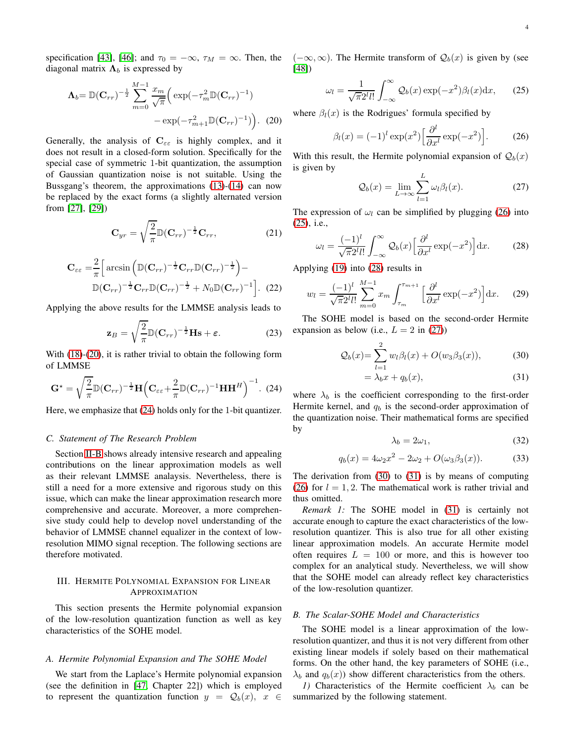specification [43], [46]; and $\tau_0 = -\infty$, $\tau_M = \infty$. Then, the diagonal matrix $\mathbf{\Lambda}_b$ is expressed by

$$\mathbf{\Lambda}_b = \mathbb{D}(\mathbf{C}_{rr})^{-\frac{1}{2}} \sum_{m=0}^{M-1} \frac{x_m}{\sqrt{\pi}} \Big( \exp(-\tau_m^2 \mathbb{D}(\mathbf{C}_{rr})^{-1}) - \exp(-\tau_{m+1}^2 \mathbb{D}(\mathbf{C}_{rr})^{-1}) \Big). \quad (20)$$

Generally, the analysis of $\mathbf{C}_{\varepsilon\varepsilon}$ is highly complex, and it does not result in a closed-form solution. Specifically for the special case of symmetric 1-bit quantization, the assumption of Gaussian quantization noise is not suitable. Using the Bussgang's theorem, the approximations (13)-(14) can now be replaced by the exact forms (a slightly alternated version from [27], [29])

$$\mathbf{C}_{yr} = \sqrt{\frac{2}{\pi}} \mathbb{D}(\mathbf{C}_{rr})^{-\frac{1}{2}} \mathbf{C}_{rr}, \quad (21)$$

$$\mathbf{C}_{\varepsilon\varepsilon} = \frac{2}{\pi} \Big[ \arcsin\Big( \mathbb{D}(\mathbf{C}_{rr})^{-\frac{1}{2}} \mathbf{C}_{rr} \mathbb{D}(\mathbf{C}_{rr})^{-\frac{1}{2}} \Big) - \mathbb{D}(\mathbf{C}_{rr})^{-\frac{1}{2}} \mathbf{C}_{rr} \mathbb{D}(\mathbf{C}_{rr})^{-\frac{1}{2}} + N_0 \mathbb{D}(\mathbf{C}_{rr})^{-1} \Big]. \quad (22)$$

Applying the above results for the LMMSE analysis leads to

$$\mathbf{z}_B = \sqrt{\frac{2}{\pi}} \mathbb{D}(\mathbf{C}_{rr})^{-\frac{1}{2}} \mathbf{H}\mathbf{s} + \boldsymbol{\varepsilon}. \quad (23)$$

With (18)-(20), it is rather trivial to obtain the following form of LMMSE

$$\mathbf{G}^{\star} = \sqrt{\frac{2}{\pi}} \mathbb{D}(\mathbf{C}_{rr})^{-\frac{1}{2}} \mathbf{H} \Big( \mathbf{C}_{\varepsilon\varepsilon} + \frac{2}{\pi} \mathbb{D}(\mathbf{C}_{rr})^{-1} \mathbf{H}\mathbf{H}^H \Big)^{-1}. \quad (24)$$

Here, we emphasize that (24) holds only for the 1-bit quantizer.

### C. Statement of The Research Problem

Section II-B shows already intensive research and appealing contributions on the linear approximation models as well as their relevant LMMSE analaysis. Nevertheless, there is still a need for a more extensive and rigorous study on this issue, which can make the linear approximation research more comprehensive and accurate. Moreover, a more comprehensive study could help to develop novel understanding of the behavior of LMMSE channel equalizer in the context of low-resolution MIMO signal reception. The following sections are therefore motivated.

## III. Hermite Polynomial Expansion for Linear Approximation

This section presents the Hermite polynomial expansion of the low-resolution quantization function as well as key characteristics of the SOHE model.

### A. Hermite Polynomial Expansion and The SOHE Model

We start from the Laplace's Hermite polynomial expansion (see the definition in [47, Chapter 22]) which is employed to represent the quantization function $y = \mathcal{Q}_b(x)$, $x \in (-\infty, \infty)$. The Hermite transform of $\mathcal{Q}_b(x)$ is given by (see [48])

$$\omega_l = \frac{1}{\sqrt{\pi} 2^l l!} \int_{-\infty}^{\infty} \mathcal{Q}_b(x) \exp(-x^2) \beta_l(x) \mathrm{d}x, \quad (25)$$

where $\beta_l(x)$ is the Rodrigues' formula specified by

$$\beta_l(x) = (-1)^l \exp(x^2) \Big[ \frac{\partial^l}{\partial x^l} \exp(-x^2) \Big]. \quad (26)$$

With this result, the Hermite polynomial expansion of $\mathcal{Q}_b(x)$ is given by

$$\mathcal{Q}_b(x) = \lim_{L\to\infty} \sum_{l=1}^{L} \omega_l \beta_l(x). \quad (27)$$

The expression of $\omega_l$ can be simplified by plugging (26) into (25), i.e.,

$$\omega_l = \frac{(-1)^l}{\sqrt{\pi} 2^l l!} \int_{-\infty}^{\infty} \mathcal{Q}_b(x) \Big[ \frac{\partial^l}{\partial x^l} \exp(-x^2) \Big] \mathrm{d}x. \quad (28)$$

Applying (19) into (28) results in

$$w_l = \frac{(-1)^l}{\sqrt{\pi} 2^l l!} \sum_{m=0}^{M-1} x_m \int_{\tau_m}^{\tau_{m+1}} \Big[ \frac{\partial^l}{\partial x^l} \exp(-x^2) \Big] \mathrm{d}x. \quad (29)$$

The SOHE model is based on the second-order Hermite expansion as below (i.e., $L = 2$ in (27))

$$\mathcal{Q}_b(x) = \sum_{l=1}^{2} w_l \beta_l(x) + O(w_3 \beta_3(x)), \quad (30)$$

$$= \lambda_b x + q_b(x), \quad (31)$$

where $\lambda_b$ is the coefficient corresponding to the first-order Hermite kernel, and $q_b$ is the second-order approximation of the quantization noise. Their mathematical forms are specified by

$$\lambda_b = 2\omega_1, \quad (32)$$

$$q_b(x) = 4\omega_2 x^2 - 2\omega_2 + O(\omega_3 \beta_3(x)). \quad (33)$$

The derivation from (30) to (31) is by means of computing (26) for $l = 1, 2$. The mathematical work is rather trivial and thus omitted.

*Remark 1:* The SOHE model in (31) is certainly not accurate enough to capture the exact characteristics of the low-resolution quantizer. This is also true for all other existing linear approximation models. An accurate Hermite model often requires $L = 100$ or more, and this is however too complex for an analytical study. Nevertheless, we will show that the SOHE model can already reflect key characteristics of the low-resolution quantizer.

### B. The Scalar-SOHE Model and Characteristics

The SOHE model is a linear approximation of the low-resolution quantizer, and thus it is not very different from other existing linear models if solely based on their mathematical forms. On the other hand, the key parameters of SOHE (i.e., $\lambda_b$ and $q_b(x)$) show different characteristics from the others.

*1)* Characteristics of the Hermite coefficient $\lambda_b$ can be summarized by the following statement.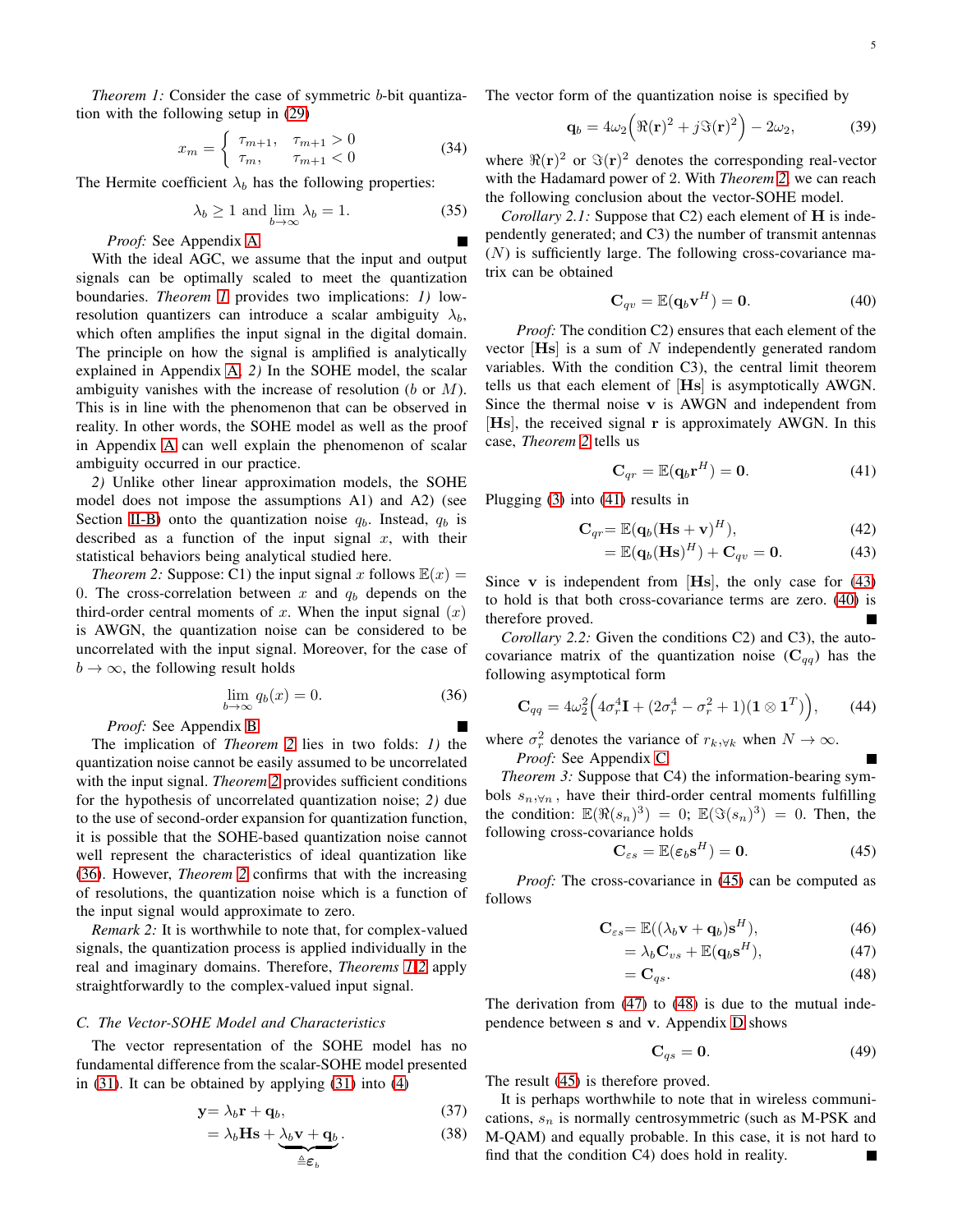*Theorem 1:* Consider the case of symmetric $b$-bit quantization with the following setup in (29)

$$x_m = \begin{cases} \tau_{m+1}, & \tau_{m+1} > 0 \\ \tau_m, & \tau_{m+1} < 0 \end{cases} \tag{34}$$

The Hermite coefficient $\lambda_b$ has the following properties:

$$\lambda_b \geq 1 \text{ and } \lim_{b\to\infty} \lambda_b = 1. \tag{35}$$

*Proof:* See Appendix A. ■

With the ideal AGC, we assume that the input and output signals can be optimally scaled to meet the quantization boundaries. *Theorem 1* provides two implications: *1)* low-resolution quantizers can introduce a scalar ambiguity $\lambda_b$, which often amplifies the input signal in the digital domain. The principle on how the signal is amplified is analytically explained in Appendix A. *2)* In the SOHE model, the scalar ambiguity vanishes with the increase of resolution ($b$ or $M$). This is in line with the phenomenon that can be observed in reality. In other words, the SOHE model as well as the proof in Appendix A can well explain the phenomenon of scalar ambiguity occurred in our practice.

*2)* Unlike other linear approximation models, the SOHE model does not impose the assumptions A1) and A2) (see Section II-B) onto the quantization noise $q_b$. Instead, $q_b$ is described as a function of the input signal $x$, with their statistical behaviors being analytical studied here.

*Theorem 2:* Suppose: C1) the input signal $x$ follows $\mathbb{E}(x) = 0$. The cross-correlation between $x$ and $q_b$ depends on the third-order central moments of $x$. When the input signal ($x$) is AWGN, the quantization noise can be considered to be uncorrelated with the input signal. Moreover, for the case of $b \to \infty$, the following result holds

$$\lim_{b\to\infty} q_b(x) = 0. \tag{36}$$

*Proof:* See Appendix B. ■

The implication of *Theorem 2* lies in two folds: *1)* the quantization noise cannot be easily assumed to be uncorrelated with the input signal. *Theorem 2* provides sufficient conditions for the hypothesis of uncorrelated quantization noise; *2)* due to the use of second-order expansion for quantization function, it is possible that the SOHE-based quantization noise cannot well represent the characteristics of ideal quantization like (36). However, *Theorem 2* confirms that with the increasing of resolutions, the quantization noise which is a function of the input signal would approximate to zero.

*Remark 2:* It is worthwhile to note that, for complex-valued signals, the quantization process is applied individually in the real and imaginary domains. Therefore, *Theorems 1-2* apply straightforwardly to the complex-valued input signal.

### C. The Vector-SOHE Model and Characteristics

The vector representation of the SOHE model has no fundamental difference from the scalar-SOHE model presented in (31). It can be obtained by applying (31) into (4)

$$\mathbf{y} = \lambda_b \mathbf{r} + \mathbf{q}_b, \tag{37}$$

$$= \lambda_b \mathbf{H}\mathbf{s} + \underbrace{\lambda_b \mathbf{v} + \mathbf{q}_b}_{\triangleq \boldsymbol{\varepsilon}_b}. \tag{38}$$

The vector form of the quantization noise is specified by

$$\mathbf{q}_b = 4\omega_2\Big(\Re(\mathbf{r})^2 + j\Im(\mathbf{r})^2\Big) - 2\omega_2, \tag{39}$$

where $\Re(\mathbf{r})^2$ or $\Im(\mathbf{r})^2$ denotes the corresponding real-vector with the Hadamard power of 2. With *Theorem 2*, we can reach the following conclusion about the vector-SOHE model.

*Corollary 2.1:* Suppose that C2) each element of $\mathbf{H}$ is independently generated; and C3) the number of transmit antennas ($N$) is sufficiently large. The following cross-covariance matrix can be obtained

$$\mathbf{C}_{qv} = \mathbb{E}(\mathbf{q}_b\mathbf{v}^H) = \mathbf{0}. \tag{40}$$

*Proof:* The condition C2) ensures that each element of the vector $[\mathbf{H}\mathbf{s}]$ is a sum of $N$ independently generated random variables. With the condition C3), the central limit theorem tells us that each element of $[\mathbf{H}\mathbf{s}]$ is asymptotically AWGN. Since the thermal noise $\mathbf{v}$ is AWGN and independent from $[\mathbf{H}\mathbf{s}]$, the received signal $\mathbf{r}$ is approximately AWGN. In this case, *Theorem 2* tells us

$$\mathbf{C}_{qr} = \mathbb{E}(\mathbf{q}_b\mathbf{r}^H) = \mathbf{0}. \tag{41}$$

Plugging (3) into (41) results in

$$\mathbf{C}_{qr} = \mathbb{E}(\mathbf{q}_b(\mathbf{H}\mathbf{s} + \mathbf{v})^H), \tag{42}$$

$$= \mathbb{E}(\mathbf{q}_b(\mathbf{H}\mathbf{s})^H) + \mathbf{C}_{qv} = \mathbf{0}. \tag{43}$$

Since $\mathbf{v}$ is independent from $[\mathbf{H}\mathbf{s}]$, the only case for (43) to hold is that both cross-covariance terms are zero. (40) is therefore proved. ■

*Corollary 2.2:* Given the conditions C2) and C3), the auto-covariance matrix of the quantization noise ($\mathbf{C}_{qq}$) has the following asymptotical form

$$\mathbf{C}_{qq} = 4\omega_2^2\Big(4\sigma_r^4\mathbf{I} + (2\sigma_r^4 - \sigma_r^2 + 1)(\mathbf{1} \otimes \mathbf{1}^T)\Big), \tag{44}$$

where $\sigma_r^2$ denotes the variance of $r_{k,\forall k}$ when $N \to \infty$.

*Proof:* See Appendix C. ■

*Theorem 3:* Suppose that C4) the information-bearing symbols $s_{n,\forall n}$, have their third-order central moments fulfilling the condition: $\mathbb{E}(\Re(s_n)^3) = 0$; $\mathbb{E}(\Im(s_n)^3) = 0$. Then, the following cross-covariance holds

$$\mathbf{C}_{\varepsilon s} = \mathbb{E}(\boldsymbol{\varepsilon}_b\mathbf{s}^H) = \mathbf{0}. \tag{45}$$

*Proof:* The cross-covariance in (45) can be computed as follows

$$\mathbf{C}_{\varepsilon s} = \mathbb{E}((\lambda_b\mathbf{v} + \mathbf{q}_b)\mathbf{s}^H), \tag{46}$$

$$= \lambda_b\mathbf{C}_{vs} + \mathbb{E}(\mathbf{q}_b\mathbf{s}^H), \tag{47}$$

$$= \mathbf{C}_{qs}. \tag{48}$$

The derivation from (47) to (48) is due to the mutual independence between $\mathbf{s}$ and $\mathbf{v}$. Appendix D shows

$$\mathbf{C}_{qs} = \mathbf{0}. \tag{49}$$

The result (45) is therefore proved.

It is perhaps worthwhile to note that in wireless communications, $s_n$ is normally centrosymmetric (such as M-PSK and M-QAM) and equally probable. In this case, it is not hard to find that the condition C4) does hold in reality. ■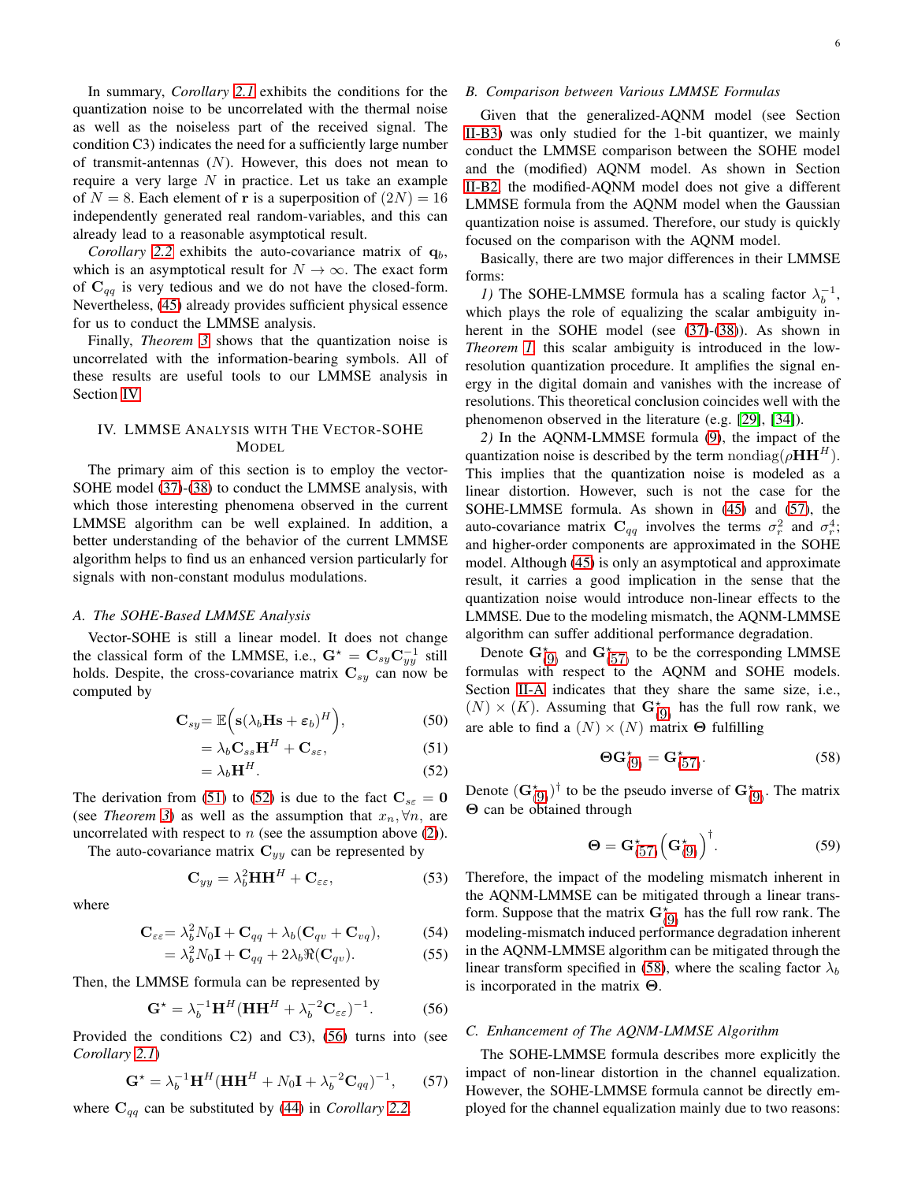In summary, *Corollary 2.1* exhibits the conditions for the quantization noise to be uncorrelated with the thermal noise as well as the noiseless part of the received signal. The condition C3) indicates the need for a sufficiently large number of transmit-antennas ($N$). However, this does not mean to require a very large $N$ in practice. Let us take an example of $N = 8$. Each element of $\mathbf{r}$ is a superposition of $(2N) = 16$ independently generated real random-variables, and this can already lead to a reasonable asymptotical result.

*Corollary 2.2* exhibits the auto-covariance matrix of $\mathbf{q}_b$, which is an asymptotical result for $N \to \infty$. The exact form of $\mathbf{C}_{qq}$ is very tedious and we do not have the closed-form. Nevertheless, (45) already provides sufficient physical essence for us to conduct the LMMSE analysis.

Finally, *Theorem 3* shows that the quantization noise is uncorrelated with the information-bearing symbols. All of these results are useful tools to our LMMSE analysis in Section IV.

## IV. LMMSE Analysis with The Vector-SOHE Model

The primary aim of this section is to employ the vector-SOHE model (37)-(38) to conduct the LMMSE analysis, with which those interesting phenomena observed in the current LMMSE algorithm can be well explained. In addition, a better understanding of the behavior of the current LMMSE algorithm helps to find us an enhanced version particularly for signals with non-constant modulus modulations.

### A. The SOHE-Based LMMSE Analysis

Vector-SOHE is still a linear model. It does not change the classical form of the LMMSE, i.e., $\mathbf{G}^\star = \mathbf{C}_{sy}\mathbf{C}_{yy}^{-1}$ still holds. Despite, the cross-covariance matrix $\mathbf{C}_{sy}$ can now be computed by

$$\mathbf{C}_{sy} = \mathbb{E}\Big(\mathbf{s}(\lambda_b\mathbf{H}\mathbf{s} + \boldsymbol{\varepsilon}_b)^H\Big), \tag{50}$$

$$= \lambda_b\mathbf{C}_{ss}\mathbf{H}^H + \mathbf{C}_{s\varepsilon}, \tag{51}$$

$$= \lambda_b\mathbf{H}^H. \tag{52}$$

The derivation from (51) to (52) is due to the fact $\mathbf{C}_{s\varepsilon} = \mathbf{0}$ (see *Theorem 3*) as well as the assumption that $x_n, \forall n$, are uncorrelated with respect to $n$ (see the assumption above (2)).

The auto-covariance matrix $\mathbf{C}_{yy}$ can be represented by

$$\mathbf{C}_{yy} = \lambda_b^2\mathbf{H}\mathbf{H}^H + \mathbf{C}_{\varepsilon\varepsilon}, \tag{53}$$

where

$$\mathbf{C}_{\varepsilon\varepsilon} = \lambda_b^2 N_0\mathbf{I} + \mathbf{C}_{qq} + \lambda_b(\mathbf{C}_{qv} + \mathbf{C}_{vq}), \tag{54}$$

$$= \lambda_b^2 N_0\mathbf{I} + \mathbf{C}_{qq} + 2\lambda_b\Re(\mathbf{C}_{qv}). \tag{55}$$

Then, the LMMSE formula can be represented by

$$\mathbf{G}^\star = \lambda_b^{-1}\mathbf{H}^H(\mathbf{H}\mathbf{H}^H + \lambda_b^{-2}\mathbf{C}_{\varepsilon\varepsilon})^{-1}. \tag{56}$$

Provided the conditions C2) and C3), (56) turns into (see *Corollary 2.1*)

$$\mathbf{G}^\star = \lambda_b^{-1}\mathbf{H}^H(\mathbf{H}\mathbf{H}^H + N_0\mathbf{I} + \lambda_b^{-2}\mathbf{C}_{qq})^{-1}, \tag{57}$$

where $\mathbf{C}_{qq}$ can be substituted by (44) in *Corollary 2.2*.

### B. Comparison between Various LMMSE Formulas

Given that the generalized-AQNM model (see Section II-B3) was only studied for the 1-bit quantizer, we mainly conduct the LMMSE comparison between the SOHE model and the (modified) AQNM model. As shown in Section II-B2, the modified-AQNM model does not give a different LMMSE formula from the AQNM model when the Gaussian quantization noise is assumed. Therefore, our study is quickly focused on the comparison with the AQNM model.

Basically, there are two major differences in their LMMSE forms:

*1)* The SOHE-LMMSE formula has a scaling factor $\lambda_b^{-1}$, which plays the role of equalizing the scalar ambiguity inherent in the SOHE model (see (37)-(38)). As shown in *Theorem 1*, this scalar ambiguity is introduced in the low-resolution quantization procedure. It amplifies the signal energy in the digital domain and vanishes with the increase of resolutions. This theoretical conclusion coincides well with the phenomenon observed in the literature (e.g. [29], [34]).

*2)* In the AQNM-LMMSE formula (9), the impact of the quantization noise is described by the term $\mathrm{nondiag}(\rho\mathbf{H}\mathbf{H}^H)$. This implies that the quantization noise is modeled as a linear distortion. However, such is not the case for the SOHE-LMMSE formula. As shown in (45) and (57), the auto-covariance matrix $\mathbf{C}_{qq}$ involves the terms $\sigma_r^2$ and $\sigma_r^4$; and higher-order components are approximated in the SOHE model. Although (45) is only an asymptotical and approximate result, it carries a good implication in the sense that the quantization noise would introduce non-linear effects to the LMMSE. Due to the modeling mismatch, the AQNM-LMMSE algorithm can suffer additional performance degradation.

Denote $\mathbf{G}^\star_{(9)}$ and $\mathbf{G}^\star_{(57)}$ to be the corresponding LMMSE formulas with respect to the AQNM and SOHE models. Section II-A indicates that they share the same size, i.e., $(N) \times (K)$. Assuming that $\mathbf{G}^\star_{(9)}$ has the full row rank, we are able to find a $(N) \times (N)$ matrix $\boldsymbol{\Theta}$ fulfilling

$$\boldsymbol{\Theta}\mathbf{G}^\star_{(9)} = \mathbf{G}^\star_{(57)}. \tag{58}$$

Denote $(\mathbf{G}^\star_{(9)})^\dagger$ to be the pseudo inverse of $\mathbf{G}^\star_{(9)}$. The matrix $\boldsymbol{\Theta}$ can be obtained through

$$\boldsymbol{\Theta} = \mathbf{G}^\star_{(57)}\Big(\mathbf{G}^\star_{(9)}\Big)^\dagger. \tag{59}$$

Therefore, the impact of the modeling mismatch inherent in the AQNM-LMMSE can be mitigated through a linear transform. Suppose that the matrix $\mathbf{G}^\star_{(9)}$ has the full row rank. The modeling-mismatch induced performance degradation inherent in the AQNM-LMMSE algorithm can be mitigated through the linear transform specified in (58), where the scaling factor $\lambda_b$ is incorporated in the matrix $\boldsymbol{\Theta}$.

### C. Enhancement of The AQNM-LMMSE Algorithm

The SOHE-LMMSE formula describes more explicitly the impact of non-linear distortion in the channel equalization. However, the SOHE-LMMSE formula cannot be directly employed for the channel equalization mainly due to two reasons: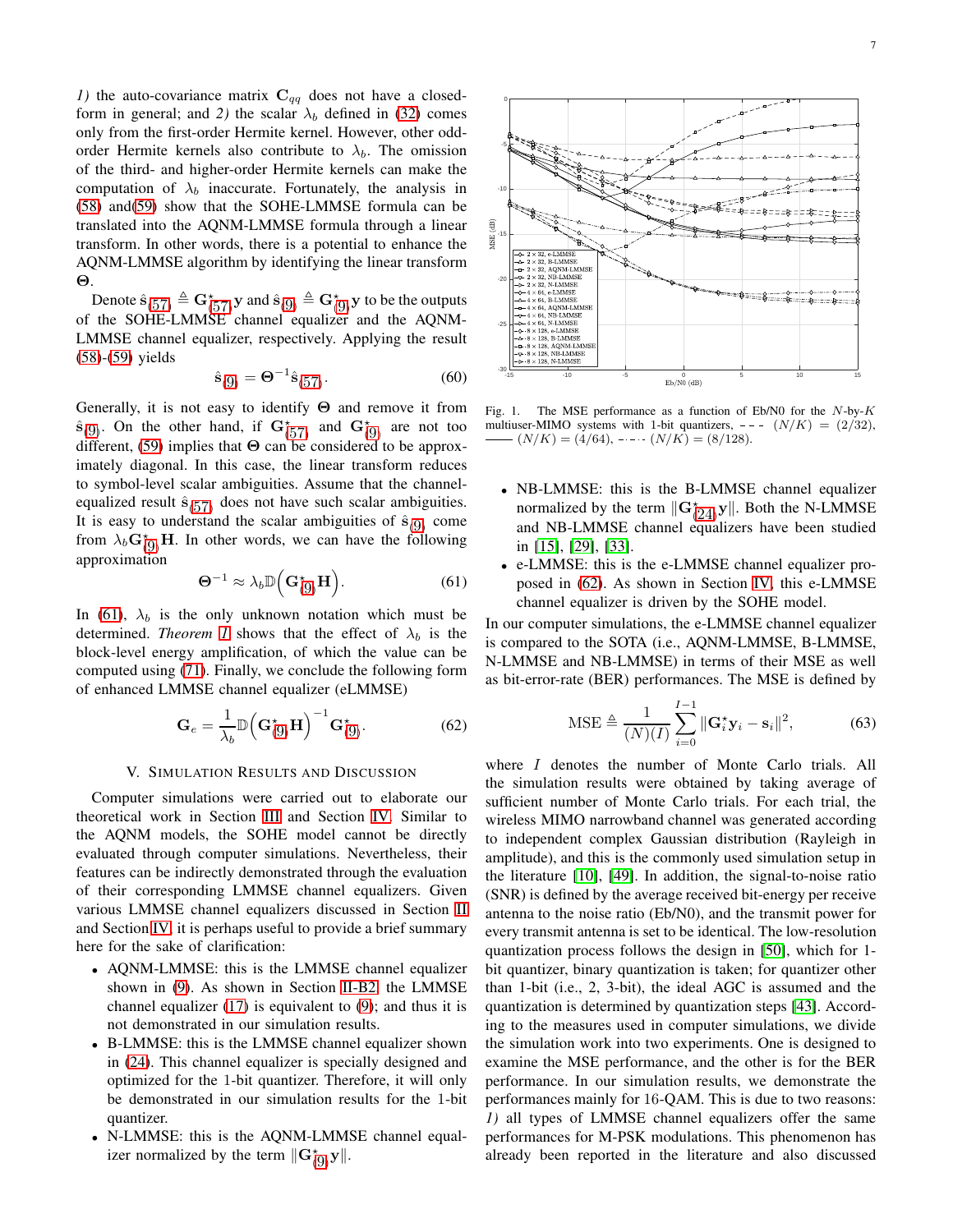*1)* the auto-covariance matrix $\mathbf{C}_{qq}$ does not have a closed-form in general; and *2)* the scalar $\lambda_b$ defined in (32) comes only from the first-order Hermite kernel. However, other odd-order Hermite kernels also contribute to $\lambda_b$. The omission of the third- and higher-order Hermite kernels can make the computation of $\lambda_b$ inaccurate. Fortunately, the analysis in (58) and(59) show that the SOHE-LMMSE formula can be translated into the AQNM-LMMSE formula through a linear transform. In other words, there is a potential to enhance the AQNM-LMMSE algorithm by identifying the linear transform $\mathbf{\Theta}$.

Denote $\hat{\mathbf{s}}_{(57)} \triangleq \mathbf{G}^{\star}_{(57)}\mathbf{y}$ and $\hat{\mathbf{s}}_{(9)} \triangleq \mathbf{G}^{\star}_{(9)}\mathbf{y}$ to be the outputs of the SOHE-LMMSE channel equalizer and the AQNM-LMMSE channel equalizer, respectively. Applying the result (58)-(59) yields

$$\hat{\mathbf{s}}_{(9)} = \mathbf{\Theta}^{-1}\hat{\mathbf{s}}_{(57)}. \tag{60}$$

Generally, it is not easy to identify $\mathbf{\Theta}$ and remove it from $\hat{\mathbf{s}}_{(9)}$. On the other hand, if $\mathbf{G}^{\star}_{(57)}$ and $\mathbf{G}^{\star}_{(9)}$ are not too different, (59) implies that $\mathbf{\Theta}$ can be considered to be approximately diagonal. In this case, the linear transform reduces to symbol-level scalar ambiguities. Assume that the channel-equalized result $\hat{\mathbf{s}}_{(57)}$ does not have such scalar ambiguities. It is easy to understand the scalar ambiguities of $\hat{\mathbf{s}}_{(9)}$ come from $\lambda_b\mathbf{G}^{\star}_{(9)}\mathbf{H}$. In other words, we can have the following approximation

$$\mathbf{\Theta}^{-1} \approx \lambda_b\mathbb{D}\Big(\mathbf{G}^{\star}_{(9)}\mathbf{H}\Big). \tag{61}$$

In (61), $\lambda_b$ is the only unknown notation which must be determined. *Theorem 1* shows that the effect of $\lambda_b$ is the block-level energy amplification, of which the value can be computed using (71). Finally, we conclude the following form of enhanced LMMSE channel equalizer (eLMMSE)

$$\mathbf{G}_e = \frac{1}{\lambda_b}\mathbb{D}\Big(\mathbf{G}^{\star}_{(9)}\mathbf{H}\Big)^{-1}\mathbf{G}^{\star}_{(9)}. \tag{62}$$

## V. Simulation Results and Discussion

Computer simulations were carried out to elaborate our theoretical work in Section III and Section IV. Similar to the AQNM models, the SOHE model cannot be directly evaluated through computer simulations. Nevertheless, their features can be indirectly demonstrated through the evaluation of their corresponding LMMSE channel equalizers. Given various LMMSE channel equalizers discussed in Section II and Section IV, it is perhaps useful to provide a brief summary here for the sake of clarification:

- AQNM-LMMSE: this is the LMMSE channel equalizer shown in (9). As shown in Section II-B2, the LMMSE channel equalizer (17) is equivalent to (9); and thus it is not demonstrated in our simulation results.
- B-LMMSE: this is the LMMSE channel equalizer shown in (24). This channel equalizer is specially designed and optimized for the 1-bit quantizer. Therefore, it will only be demonstrated in our simulation results for the 1-bit quantizer.
- N-LMMSE: this is the AQNM-LMMSE channel equalizer normalized by the term $\|\mathbf{G}^{\star}_{(9)}\mathbf{y}\|$.
- NB-LMMSE: this is the B-LMMSE channel equalizer normalized by the term $\|\mathbf{G}^{\star}_{(24)}\mathbf{y}\|$. Both the N-LMMSE and NB-LMMSE channel equalizers have been studied in [15], [29], [33].
- e-LMMSE: this is the e-LMMSE channel equalizer proposed in (62). As shown in Section IV, this e-LMMSE channel equalizer is driven by the SOHE model.

Fig. 1. The MSE performance as a function of Eb/N0 for the $N$-by-$K$ multiuser-MIMO systems with 1-bit quantizers, - - - $(N/K) = (2/32)$, —— $(N/K) = (4/64)$, -·-·- $(N/K) = (8/128)$.

In our computer simulations, the e-LMMSE channel equalizer is compared to the SOTA (i.e., AQNM-LMMSE, B-LMMSE, N-LMMSE and NB-LMMSE) in terms of their MSE as well as bit-error-rate (BER) performances. The MSE is defined by

$$\text{MSE} \triangleq \frac{1}{(N)(I)}\sum_{i=0}^{I-1}\|\mathbf{G}_i^{\star}\mathbf{y}_i - \mathbf{s}_i\|^2, \tag{63}$$

where $I$ denotes the number of Monte Carlo trials. All the simulation results were obtained by taking average of sufficient number of Monte Carlo trials. For each trial, the wireless MIMO narrowband channel was generated according to independent complex Gaussian distribution (Rayleigh in amplitude), and this is the commonly used simulation setup in the literature [10], [49]. In addition, the signal-to-noise ratio (SNR) is defined by the average received bit-energy per receive antenna to the noise ratio (Eb/N0), and the transmit power for every transmit antenna is set to be identical. The low-resolution quantization process follows the design in [50], which for 1-bit quantizer, binary quantization is taken; for quantizer other than 1-bit (i.e., 2, 3-bit), the ideal AGC is assumed and the quantization is determined by quantization steps [43]. According to the measures used in computer simulations, we divide the simulation work into two experiments. One is designed to examine the MSE performance, and the other is for the BER performance. In our simulation results, we demonstrate the performances mainly for 16-QAM. This is due to two reasons: *1)* all types of LMMSE channel equalizers offer the same performances for M-PSK modulations. This phenomenon has already been reported in the literature and also discussed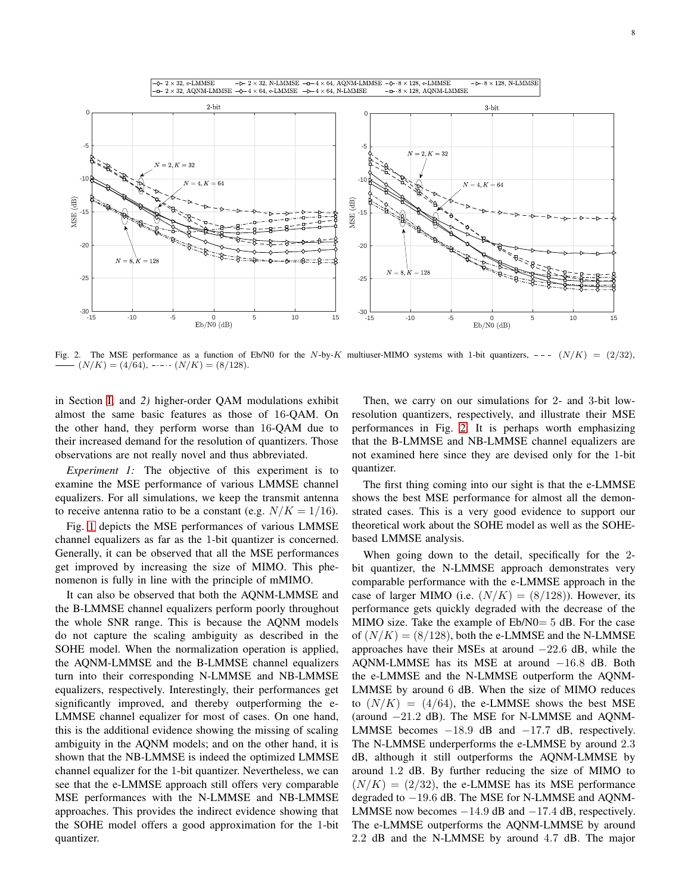Fig. 2. The MSE performance as a function of Eb/N0 for the $N$-by-$K$ multiuser-MIMO systems with 1-bit quantizers, - - - $(N/K) = (2/32)$, —— $(N/K) = (4/64)$, -·-·- $(N/K) = (8/128)$.

in Section I, and *2)* higher-order QAM modulations exhibit almost the same basic features as those of 16-QAM. On the other hand, they perform worse than 16-QAM due to their increased demand for the resolution of quantizers. Those observations are not really novel and thus abbreviated.

*Experiment 1:* The objective of this experiment is to examine the MSE performance of various LMMSE channel equalizers. For all simulations, we keep the transmit antenna to receive antenna ratio to be a constant (e.g. $N/K = 1/16$).

Fig. 1 depicts the MSE performances of various LMMSE channel equalizers as far as the 1-bit quantizer is concerned. Generally, it can be observed that all the MSE performances get improved by increasing the size of MIMO. This phenomenon is fully in line with the principle of mMIMO.

It can also be observed that both the AQNM-LMMSE and the B-LMMSE channel equalizers perform poorly throughout the whole SNR range. This is because the AQNM models do not capture the scaling ambiguity as described in the SOHE model. When the normalization operation is applied, the AQNM-LMMSE and the B-LMMSE channel equalizers turn into their corresponding N-LMMSE and NB-LMMSE equalizers, respectively. Interestingly, their performances get significantly improved, and thereby outperforming the e-LMMSE channel equalizer for most of cases. On one hand, this is the additional evidence showing the missing of scaling ambiguity in the AQNM models; and on the other hand, it is shown that the NB-LMMSE is indeed the optimized LMMSE channel equalizer for the 1-bit quantizer. Nevertheless, we can see that the e-LMMSE approach still offers very comparable MSE performances with the N-LMMSE and NB-LMMSE approaches. This provides the indirect evidence showing that the SOHE model offers a good approximation for the 1-bit quantizer.

Then, we carry on our simulations for 2- and 3-bit low-resolution quantizers, respectively, and illustrate their MSE performances in Fig. 2. It is perhaps worth emphasizing that the B-LMMSE and NB-LMMSE channel equalizers are not examined here since they are devised only for the 1-bit quantizer.

The first thing coming into our sight is that the e-LMMSE shows the best MSE performance for almost all the demonstrated cases. This is a very good evidence to support our theoretical work about the SOHE model as well as the SOHE-based LMMSE analysis.

When going down to the detail, specifically for the 2-bit quantizer, the N-LMMSE approach demonstrates very comparable performance with the e-LMMSE approach in the case of larger MIMO (i.e. $(N/K) = (8/128)$). However, its performance gets quickly degraded with the decrease of the MIMO size. Take the example of Eb/N0= 5 dB. For the case of $(N/K) = (8/128)$, both the e-LMMSE and the N-LMMSE approaches have their MSEs at around $-22.6$ dB, while the AQNM-LMMSE has its MSE at around $-16.8$ dB. Both the e-LMMSE and the N-LMMSE outperform the AQNM-LMMSE by around 6 dB. When the size of MIMO reduces to $(N/K) = (4/64)$, the e-LMMSE shows the best MSE (around $-21.2$ dB). The MSE for N-LMMSE and AQNM-LMMSE becomes $-18.9$ dB and $-17.7$ dB, respectively. The N-LMMSE underperforms the e-LMMSE by around 2.3 dB, although it still outperforms the AQNM-LMMSE by around 1.2 dB. By further reducing the size of MIMO to $(N/K) = (2/32)$, the e-LMMSE has its MSE performance degraded to $-19.6$ dB. The MSE for N-LMMSE and AQNM-LMMSE now becomes $-14.9$ dB and $-17.4$ dB, respectively. The e-LMMSE outperforms the AQNM-LMMSE by around 2.2 dB and the N-LMMSE by around 4.7 dB. The major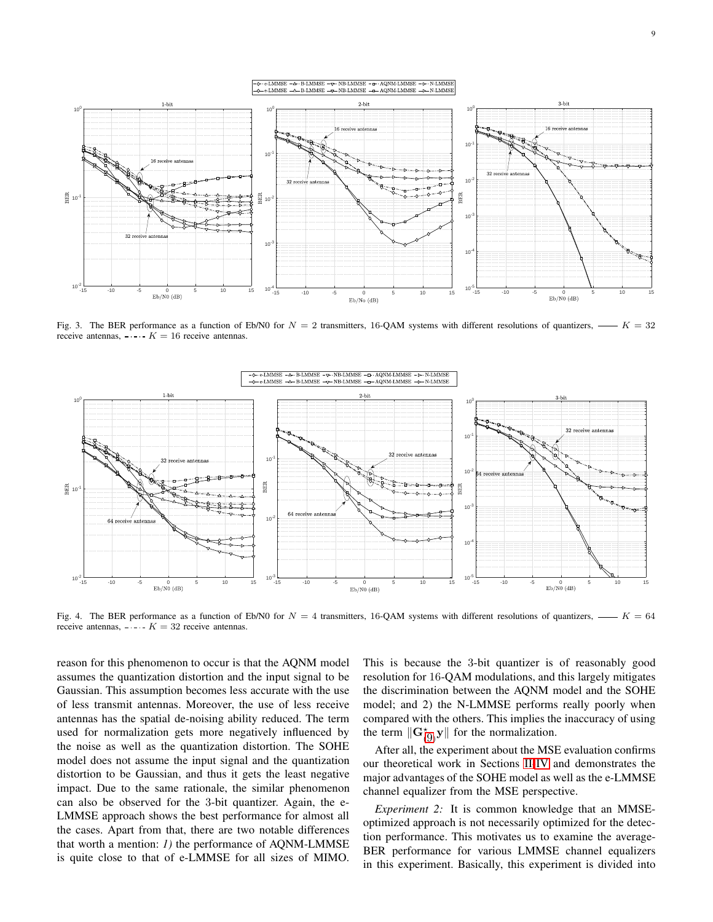Fig. 3. The BER performance as a function of Eb/N0 for $N = 2$ transmitters, 16-QAM systems with different resolutions of quantizers, —— $K = 32$ receive antennas, - · - · - $K = 16$ receive antennas.

Fig. 4. The BER performance as a function of Eb/N0 for $N = 4$ transmitters, 16-QAM systems with different resolutions of quantizers, —— $K = 64$ receive antennas, - · - · - $K = 32$ receive antennas.

reason for this phenomenon to occur is that the AQNM model assumes the quantization distortion and the input signal to be Gaussian. This assumption becomes less accurate with the use of less transmit antennas. Moreover, the use of less receive antennas has the spatial de-noising ability reduced. The term used for normalization gets more negatively influenced by the noise as well as the quantization distortion. The SOHE model does not assume the input signal and the quantization distortion to be Gaussian, and thus it gets the least negative impact. Due to the same rationale, the similar phenomenon can also be observed for the 3-bit quantizer. Again, the e-LMMSE approach shows the best performance for almost all the cases. Apart from that, there are two notable differences that worth a mention: *1)* the performance of AQNM-LMMSE is quite close to that of e-LMMSE for all sizes of MIMO. This is because the 3-bit quantizer is of reasonably good resolution for 16-QAM modulations, and this largely mitigates the discrimination between the AQNM model and the SOHE model; and 2) the N-LMMSE performs really poorly when compared with the others. This implies the inaccuracy of using the term $\|\mathbf{G}^{\star}_{(9)}\mathbf{y}\|$ for the normalization.

After all, the experiment about the MSE evaluation confirms our theoretical work in Sections III-IV and demonstrates the major advantages of the SOHE model as well as the e-LMMSE channel equalizer from the MSE perspective.

*Experiment 2:* It is common knowledge that an MMSE-optimized approach is not necessarily optimized for the detection performance. This motivates us to examine the average-BER performance for various LMMSE channel equalizers in this experiment. Basically, this experiment is divided into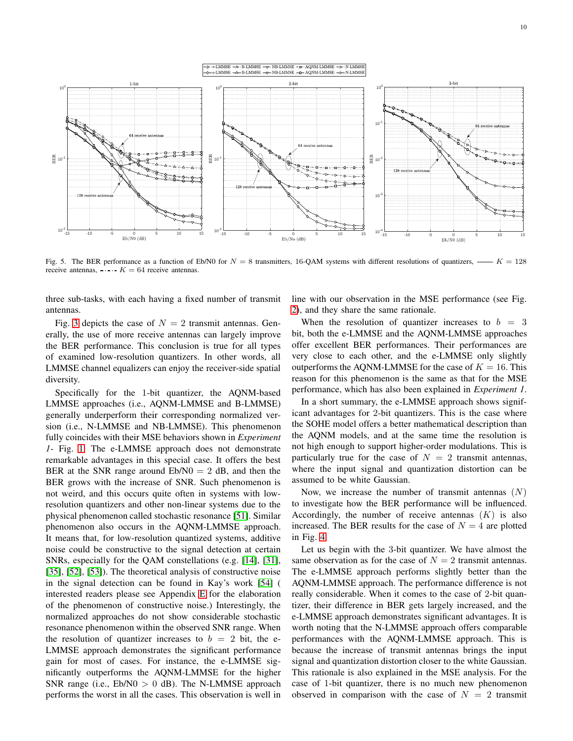Fig. 5. The BER performance as a function of Eb/N0 for $N = 8$ transmitters, 16-QAM systems with different resolutions of quantizers, —— $K = 128$ receive antennas, - · - · - $K = 64$ receive antennas.

three sub-tasks, with each having a fixed number of transmit antennas.

Fig. 3 depicts the case of $N = 2$ transmit antennas. Generally, the use of more receive antennas can largely improve the BER performance. This conclusion is true for all types of examined low-resolution quantizers. In other words, all LMMSE channel equalizers can enjoy the receiver-side spatial diversity.

Specifically for the 1-bit quantizer, the AQNM-based LMMSE approaches (i.e., AQNM-LMMSE and B-LMMSE) generally underperform their corresponding normalized version (i.e., N-LMMSE and NB-LMMSE). This phenomenon fully coincides with their MSE behaviors shown in *Experiment 1*- Fig. 1. The e-LMMSE approach does not demonstrate remarkable advantages in this special case. It offers the best BER at the SNR range around Eb/N0 = 2 dB, and then the BER grows with the increase of SNR. Such phenomenon is not weird, and this occurs quite often in systems with low-resolution quantizers and other non-linear systems due to the physical phenomenon called stochastic resonance [51]. Similar phenomenon also occurs in the AQNM-LMMSE approach. It means that, for low-resolution quantized systems, additive noise could be constructive to the signal detection at certain SNRs, especially for the QAM constellations (e.g. [14], [31], [35], [52], [53]). The theoretical analysis of constructive noise in the signal detection can be found in Kay's work [54] ( interested readers please see Appendix E for the elaboration of the phenomenon of constructive noise.) Interestingly, the normalized approaches do not show considerable stochastic resonance phenomenon within the observed SNR range. When the resolution of quantizer increases to $b = 2$ bit, the e-LMMSE approach demonstrates the significant performance gain for most of cases. For instance, the e-LMMSE significantly outperforms the AQNM-LMMSE for the higher SNR range (i.e., Eb/N0 $>$ 0 dB). The N-LMMSE approach performs the worst in all the cases. This observation is well in line with our observation in the MSE performance (see Fig. 2), and they share the same rationale.

When the resolution of quantizer increases to $b = 3$ bit, both the e-LMMSE and the AQNM-LMMSE approaches offer excellent BER performances. Their performances are very close to each other, and the e-LMMSE only slightly outperforms the AQNM-LMMSE for the case of $K = 16$. This reason for this phenomenon is the same as that for the MSE performance, which has also been explained in *Experiment 1*.

In a short summary, the e-LMMSE approach shows significant advantages for 2-bit quantizers. This is the case where the SOHE model offers a better mathematical description than the AQNM models, and at the same time the resolution is not high enough to support higher-order modulations. This is particularly true for the case of $N = 2$ transmit antennas, where the input signal and quantization distortion can be assumed to be white Gaussian.

Now, we increase the number of transmit antennas ($N$) to investigate how the BER performance will be influenced. Accordingly, the number of receive antennas ($K$) is also increased. The BER results for the case of $N = 4$ are plotted in Fig. 4.

Let us begin with the 3-bit quantizer. We have almost the same observation as for the case of $N = 2$ transmit antennas. The e-LMMSE approach performs slightly better than the AQNM-LMMSE approach. The performance difference is not really considerable. When it comes to the case of 2-bit quantizer, their difference in BER gets largely increased, and the e-LMMSE approach demonstrates significant advantages. It is worth noting that the N-LMMSE approach offers comparable performances with the AQNM-LMMSE approach. This is because the increase of transmit antennas brings the input signal and quantization distortion closer to the white Gaussian. This rationale is also explained in the MSE analysis. For the case of 1-bit quantizer, there is no much new phenomenon observed in comparison with the case of $N = 2$ transmit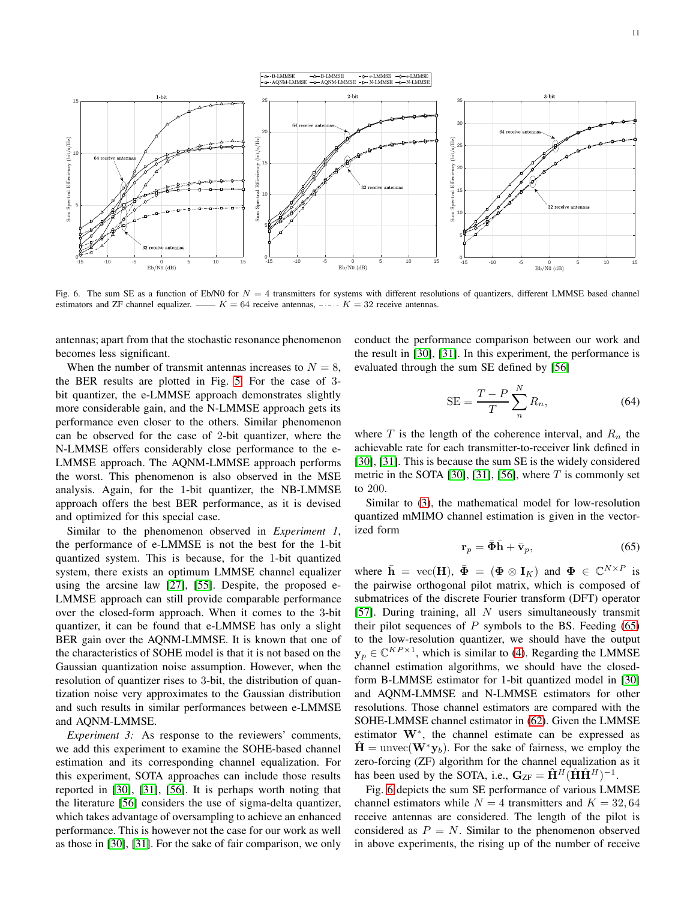Fig. 6. The sum SE as a function of Eb/N0 for $N = 4$ transmitters for systems with different resolutions of quantizers, different LMMSE based channel estimators and ZF channel equalizer. —— $K = 64$ receive antennas, - · - · $K = 32$ receive antennas.

antennas; apart from that the stochastic resonance phenomenon becomes less significant.

When the number of transmit antennas increases to $N = 8$, the BER results are plotted in Fig. 5. For the case of 3-bit quantizer, the e-LMMSE approach demonstrates slightly more considerable gain, and the N-LMMSE approach gets its performance even closer to the others. Similar phenomenon can be observed for the case of 2-bit quantizer, where the N-LMMSE offers considerably close performance to the e-LMMSE approach. The AQNM-LMMSE approach performs the worst. This phenomenon is also observed in the MSE analysis. Again, for the 1-bit quantizer, the NB-LMMSE approach offers the best BER performance, as it is devised and optimized for this special case.

Similar to the phenomenon observed in *Experiment 1*, the performance of e-LMMSE is not the best for the 1-bit quantized system. This is because, for the 1-bit quantized system, there exists an optimum LMMSE channel equalizer using the arcsine law [27], [55]. Despite, the proposed e-LMMSE approach can still provide comparable performance over the closed-form approach. When it comes to the 3-bit quantizer, it can be found that e-LMMSE has only a slight BER gain over the AQNM-LMMSE. It is known that one of the characteristics of SOHE model is that it is not based on the Gaussian quantization noise assumption. However, when the resolution of quantizer rises to 3-bit, the distribution of quantization noise very approximates to the Gaussian distribution and such results in similar performances between e-LMMSE and AQNM-LMMSE.

*Experiment 3:* As response to the reviewers' comments, we add this experiment to examine the SOHE-based channel estimation and its corresponding channel equalization. For this experiment, SOTA approaches can include those results reported in [30], [31], [56]. It is perhaps worth noting that the literature [56] considers the use of sigma-delta quantizer, which takes advantage of oversampling to achieve an enhanced performance. This is however not the case for our work as well as those in [30], [31]. For the sake of fair comparison, we only conduct the performance comparison between our work and the result in [30], [31]. In this experiment, the performance is evaluated through the sum SE defined by [56]

$$\mathrm{SE} = \frac{T-P}{T}\sum_{n}^{N} R_n, \tag{64}$$

where $T$ is the length of the coherence interval, and $R_n$ the achievable rate for each transmitter-to-receiver link defined in [30], [31]. This is because the sum SE is the widely considered metric in the SOTA [30], [31], [56], where $T$ is commonly set to 200.

Similar to (3), the mathematical model for low-resolution quantized mMIMO channel estimation is given in the vectorized form

$$\mathbf{r}_p = \bar{\mathbf{\Phi}}\bar{\mathbf{h}} + \bar{\mathbf{v}}_p, \tag{65}$$

where $\bar{\mathbf{h}} = \mathrm{vec}(\mathbf{H})$, $\bar{\mathbf{\Phi}} = (\mathbf{\Phi} \otimes \mathbf{I}_K)$ and $\mathbf{\Phi} \in \mathbb{C}^{N\times P}$ is the pairwise orthogonal pilot matrix, which is composed of submatrices of the discrete Fourier transform (DFT) operator [57]. During training, all $N$ users simultaneously transmit their pilot sequences of $P$ symbols to the BS. Feeding (65) to the low-resolution quantizer, we should have the output $\mathbf{y}_p \in \mathbb{C}^{KP\times 1}$, which is similar to (4). Regarding the LMMSE channel estimation algorithms, we should have the closed-form B-LMMSE estimator for 1-bit quantized model in [30] and AQNM-LMMSE and N-LMMSE estimators for other resolutions. Those channel estimators are compared with the SOHE-LMMSE channel estimator in (62). Given the LMMSE estimator $\mathbf{W}^*$, the channel estimate can be expressed as $\hat{\mathbf{H}} = \mathrm{unvec}(\mathbf{W}^*\mathbf{y}_b)$. For the sake of fairness, we employ the zero-forcing (ZF) algorithm for the channel equalization as it has been used by the SOTA, i.e., $\mathbf{G}_{\mathrm{ZF}} = \hat{\mathbf{H}}^H(\hat{\mathbf{H}}\hat{\mathbf{H}}^H)^{-1}$.

Fig. 6 depicts the sum SE performance of various LMMSE channel estimators while $N = 4$ transmitters and $K = 32, 64$ receive antennas are considered. The length of the pilot is considered as $P = N$. Similar to the phenomenon observed in above experiments, the rising up of the number of receive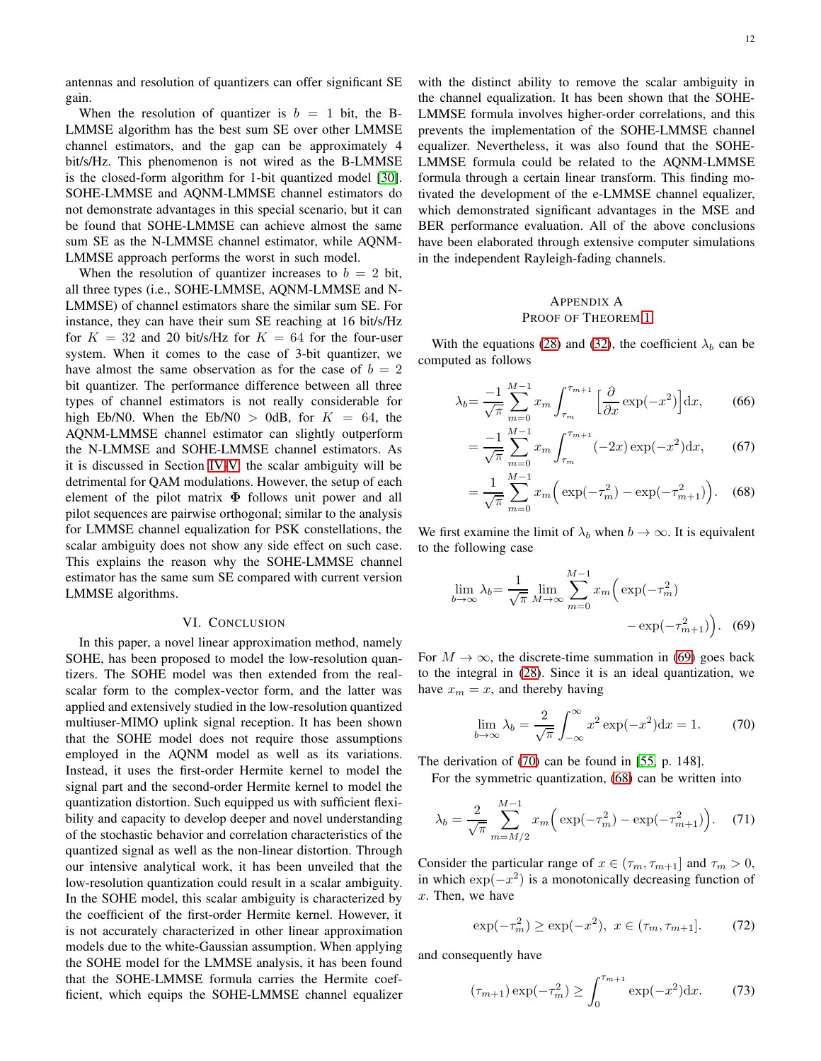antennas and resolution of quantizers can offer significant SE gain.

When the resolution of quantizer is $b = 1$ bit, the B-LMMSE algorithm has the best sum SE over other LMMSE channel estimators, and the gap can be approximately 4 bit/s/Hz. This phenomenon is not wired as the B-LMMSE is the closed-form algorithm for 1-bit quantized model [30]. SOHE-LMMSE and AQNM-LMMSE channel estimators do not demonstrate advantages in this special scenario, but it can be found that SOHE-LMMSE can achieve almost the same sum SE as the N-LMMSE channel estimator, while AQNM-LMMSE approach performs the worst in such model.

When the resolution of quantizer increases to $b = 2$ bit, all three types (i.e., SOHE-LMMSE, AQNM-LMMSE and N-LMMSE) of channel estimators share the similar sum SE. For instance, they can have their sum SE reaching at 16 bit/s/Hz for $K = 32$ and 20 bit/s/Hz for $K = 64$ for the four-user system. When it comes to the case of 3-bit quantizer, we have almost the same observation as for the case of $b = 2$ bit quantizer. The performance difference between all three types of channel estimators is not really considerable for high Eb/N0. When the Eb/N0 $>$ 0dB, for $K = 64$, the AQNM-LMMSE channel estimator can slightly outperform the N-LMMSE and SOHE-LMMSE channel estimators. As it is discussed in Section IV-V, the scalar ambiguity will be detrimental for QAM modulations. However, the setup of each element of the pilot matrix $\mathbf{\Phi}$ follows unit power and all pilot sequences are pairwise orthogonal; similar to the analysis for LMMSE channel equalization for PSK constellations, the scalar ambiguity does not show any side effect on such case. This explains the reason why the SOHE-LMMSE channel estimator has the same sum SE compared with current version LMMSE algorithms.

## VI. Conclusion

In this paper, a novel linear approximation method, namely SOHE, has been proposed to model the low-resolution quantizers. The SOHE model was then extended from the real-scalar form to the complex-vector form, and the latter was applied and extensively studied in the low-resolution quantized multiuser-MIMO uplink signal reception. It has been shown that the SOHE model does not require those assumptions employed in the AQNM model as well as its variations. Instead, it uses the first-order Hermite kernel to model the signal part and the second-order Hermite kernel to model the quantization distortion. Such equipped us with sufficient flexibility and capacity to develop deeper and novel understanding of the stochastic behavior and correlation characteristics of the quantized signal as well as the non-linear distortion. Through our intensive analytical work, it has been unveiled that the low-resolution quantization could result in a scalar ambiguity. In the SOHE model, this scalar ambiguity is characterized by the coefficient of the first-order Hermite kernel. However, it is not accurately characterized in other linear approximation models due to the white-Gaussian assumption. When applying the SOHE model for the LMMSE analysis, it has been found that the SOHE-LMMSE formula carries the Hermite coefficient, which equips the SOHE-LMMSE channel equalizer with the distinct ability to remove the scalar ambiguity in the channel equalization. It has been shown that the SOHE-LMMSE formula involves higher-order correlations, and this prevents the implementation of the SOHE-LMMSE channel equalizer. Nevertheless, it was also found that the SOHE-LMMSE formula could be related to the AQNM-LMMSE formula through a certain linear transform. This finding motivated the development of the e-LMMSE channel equalizer, which demonstrated significant advantages in the MSE and BER performance evaluation. All of the above conclusions have been elaborated through extensive computer simulations in the independent Rayleigh-fading channels.

## Appendix A
## Proof of Theorem 1

With the equations (28) and (32), the coefficient $\lambda_b$ can be computed as follows

$$\lambda_b = \frac{-1}{\sqrt{\pi}} \sum_{m=0}^{M-1} x_m \int_{\tau_m}^{\tau_{m+1}} \Big[\frac{\partial}{\partial x}\exp(-x^2)\Big]\mathrm{d}x, \tag{66}$$

$$= \frac{-1}{\sqrt{\pi}} \sum_{m=0}^{M-1} x_m \int_{\tau_m}^{\tau_{m+1}} (-2x)\exp(-x^2)\mathrm{d}x, \tag{67}$$

$$= \frac{1}{\sqrt{\pi}} \sum_{m=0}^{M-1} x_m \Big(\exp(-\tau_m^2) - \exp(-\tau_{m+1}^2)\Big). \tag{68}$$

We first examine the limit of $\lambda_b$ when $b \to \infty$. It is equivalent to the following case

$$\lim_{b\to\infty} \lambda_b = \frac{1}{\sqrt{\pi}} \lim_{M\to\infty} \sum_{m=0}^{M-1} x_m \Big(\exp(-\tau_m^2) - \exp(-\tau_{m+1}^2)\Big). \tag{69}$$

For $M \to \infty$, the discrete-time summation in (69) goes back to the integral in (28). Since it is an ideal quantization, we have $x_m = x$, and thereby having

$$\lim_{b\to\infty} \lambda_b = \frac{2}{\sqrt{\pi}} \int_{-\infty}^{\infty} x^2 \exp(-x^2)\mathrm{d}x = 1. \tag{70}$$

The derivation of (70) can be found in [55, p. 148].

For the symmetric quantization, (68) can be written into

$$\lambda_b = \frac{2}{\sqrt{\pi}} \sum_{m=M/2}^{M-1} x_m \Big(\exp(-\tau_m^2) - \exp(-\tau_{m+1}^2)\Big). \tag{71}$$

Consider the particular range of $x \in (\tau_m, \tau_{m+1}]$ and $\tau_m > 0$, in which $\exp(-x^2)$ is a monotonically decreasing function of $x$. Then, we have

$$\exp(-\tau_m^2) \geq \exp(-x^2),\ x \in (\tau_m, \tau_{m+1}]. \tag{72}$$

and consequently have

$$(\tau_{m+1})\exp(-\tau_m^2) \geq \int_0^{\tau_{m+1}} \exp(-x^2)\mathrm{d}x. \tag{73}$$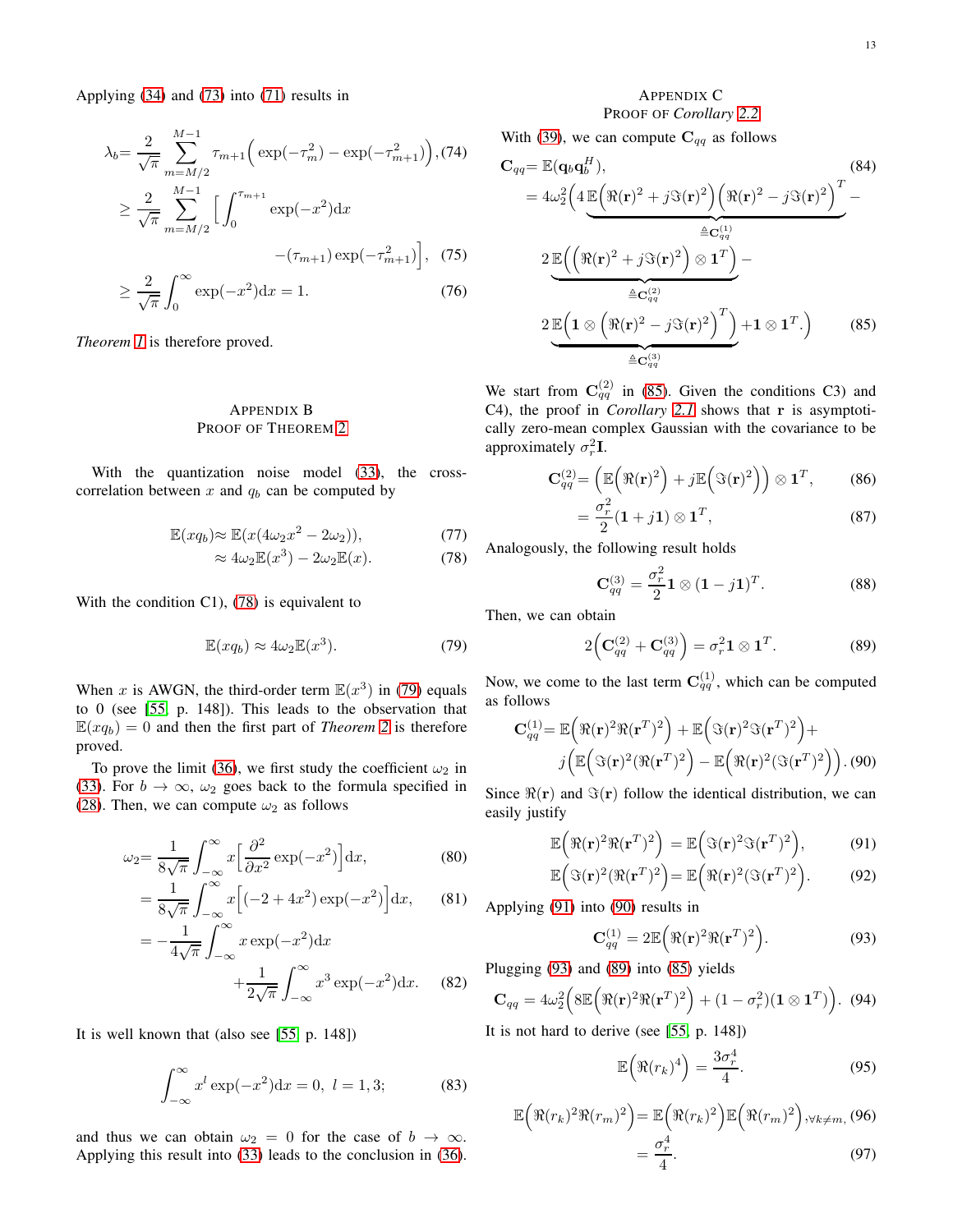Applying (34) and (73) into (71) results in

$$\lambda_b = \frac{2}{\sqrt{\pi}} \sum_{m=M/2}^{M-1} \tau_{m+1}\Big(\exp(-\tau_m^2) - \exp(-\tau_{m+1}^2)\Big), \tag{74}$$

$$\geq \frac{2}{\sqrt{\pi}} \sum_{m=M/2}^{M-1} \Big[\int_0^{\tau_{m+1}} \exp(-x^2)\mathrm{d}x - (\tau_{m+1})\exp(-\tau_{m+1}^2)\Big], \tag{75}$$

$$\geq \frac{2}{\sqrt{\pi}} \int_0^{\infty} \exp(-x^2)\mathrm{d}x = 1. \tag{76}$$

*Theorem 1* is therefore proved.

## Appendix B
## Proof of Theorem 2

With the quantization noise model (33), the cross-correlation between $x$ and $q_b$ can be computed by

$$\mathbb{E}(xq_b) \approx \mathbb{E}(x(4\omega_2 x^2 - 2\omega_2)), \tag{77}$$

$$\approx 4\omega_2 \mathbb{E}(x^3) - 2\omega_2 \mathbb{E}(x). \tag{78}$$

With the condition C1), (78) is equivalent to

$$\mathbb{E}(xq_b) \approx 4\omega_2 \mathbb{E}(x^3). \tag{79}$$

When $x$ is AWGN, the third-order term $\mathbb{E}(x^3)$ in (79) equals to 0 (see [55, p. 148]). This leads to the observation that $\mathbb{E}(xq_b) = 0$ and then the first part of *Theorem 2* is therefore proved.

To prove the limit (36), we first study the coefficient $\omega_2$ in (33). For $b \to \infty$, $\omega_2$ goes back to the formula specified in (28). Then, we can compute $\omega_2$ as follows

$$\omega_2 = \frac{1}{8\sqrt{\pi}} \int_{-\infty}^{\infty} x\Big[\frac{\partial^2}{\partial x^2}\exp(-x^2)\Big]\mathrm{d}x, \tag{80}$$

$$= \frac{1}{8\sqrt{\pi}} \int_{-\infty}^{\infty} x\Big[(-2 + 4x^2)\exp(-x^2)\Big]\mathrm{d}x, \tag{81}$$

$$= -\frac{1}{4\sqrt{\pi}} \int_{-\infty}^{\infty} x\exp(-x^2)\mathrm{d}x + \frac{1}{2\sqrt{\pi}} \int_{-\infty}^{\infty} x^3\exp(-x^2)\mathrm{d}x. \tag{82}$$

It is well known that (also see [55, p. 148])

$$\int_{-\infty}^{\infty} x^l \exp(-x^2)\mathrm{d}x = 0, \ l = 1, 3; \tag{83}$$

and thus we can obtain $\omega_2 = 0$ for the case of $b \to \infty$. Applying this result into (33) leads to the conclusion in (36).

## Appendix C
## Proof of *Corollary 2.2*

With (39), we can compute $\mathbf{C}_{qq}$ as follows

$$\mathbf{C}_{qq} = \mathbb{E}(\mathbf{q}_b\mathbf{q}_b^H), \tag{84}$$

$$= 4\omega_2^2\Big(\underbrace{4\,\mathbb{E}\Big(\Re(\mathbf{r})^2 + j\Im(\mathbf{r})^2\Big)\Big(\Re(\mathbf{r})^2 - j\Im(\mathbf{r})^2\Big)^T}_{\triangleq \mathbf{C}_{qq}^{(1)}} - \underbrace{2\,\mathbb{E}\Big(\Big(\Re(\mathbf{r})^2 + j\Im(\mathbf{r})^2\Big) \otimes \mathbf{1}^T\Big)}_{\triangleq \mathbf{C}_{qq}^{(2)}} - \underbrace{2\,\mathbb{E}\Big(\mathbf{1} \otimes \Big(\Re(\mathbf{r})^2 - j\Im(\mathbf{r})^2\Big)^T\Big)}_{\triangleq \mathbf{C}_{qq}^{(3)}} + \mathbf{1} \otimes \mathbf{1}^T.\Big) \tag{85}$$

We start from $\mathbf{C}_{qq}^{(2)}$ in (85). Given the conditions C3) and C4), the proof in *Corollary 2.1* shows that $\mathbf{r}$ is asymptotically zero-mean complex Gaussian with the covariance to be approximately $\sigma_r^2\mathbf{I}$.

$$\mathbf{C}_{qq}^{(2)} = \Big(\mathbb{E}\Big(\Re(\mathbf{r})^2\Big) + j\mathbb{E}\Big(\Im(\mathbf{r})^2\Big)\Big) \otimes \mathbf{1}^T, \tag{86}$$

$$= \frac{\sigma_r^2}{2}(\mathbf{1} + j\mathbf{1}) \otimes \mathbf{1}^T, \tag{87}$$

Analogously, the following result holds

$$\mathbf{C}_{qq}^{(3)} = \frac{\sigma_r^2}{2}\mathbf{1} \otimes (\mathbf{1} - j\mathbf{1})^T. \tag{88}$$

Then, we can obtain

$$2\Big(\mathbf{C}_{qq}^{(2)} + \mathbf{C}_{qq}^{(3)}\Big) = \sigma_r^2 \mathbf{1} \otimes \mathbf{1}^T. \tag{89}$$

Now, we come to the last term $\mathbf{C}_{qq}^{(1)}$, which can be computed as follows

$$\mathbf{C}_{qq}^{(1)} = \mathbb{E}\Big(\Re(\mathbf{r})^2\Re(\mathbf{r}^T)^2\Big) + \mathbb{E}\Big(\Im(\mathbf{r})^2\Im(\mathbf{r}^T)^2\Big) + j\Big(\mathbb{E}\Big(\Im(\mathbf{r})^2(\Re(\mathbf{r}^T)^2\Big) - \mathbb{E}\Big(\Re(\mathbf{r})^2(\Im(\mathbf{r}^T)^2\Big)\Big). \tag{90}$$

Since $\Re(\mathbf{r})$ and $\Im(\mathbf{r})$ follow the identical distribution, we can easily justify

$$\mathbb{E}\Big(\Re(\mathbf{r})^2\Re(\mathbf{r}^T)^2\Big) = \mathbb{E}\Big(\Im(\mathbf{r})^2\Im(\mathbf{r}^T)^2\Big), \tag{91}$$

$$\mathbb{E}\Big(\Im(\mathbf{r})^2(\Re(\mathbf{r}^T)^2\Big) = \mathbb{E}\Big(\Re(\mathbf{r})^2(\Im(\mathbf{r}^T)^2\Big). \tag{92}$$

Applying (91) into (90) results in

$$\mathbf{C}_{qq}^{(1)} = 2\mathbb{E}\Big(\Re(\mathbf{r})^2\Re(\mathbf{r}^T)^2\Big). \tag{93}$$

Plugging (93) and (89) into (85) yields

$$\mathbf{C}_{qq} = 4\omega_2^2\Big(8\mathbb{E}\Big(\Re(\mathbf{r})^2\Re(\mathbf{r}^T)^2\Big) + (1 - \sigma_r^2)(\mathbf{1} \otimes \mathbf{1}^T)\Big). \tag{94}$$

It is not hard to derive (see [55, p. 148])

$$\mathbb{E}\Big(\Re(r_k)^4\Big) = \frac{3\sigma_r^4}{4}. \tag{95}$$

$$\mathbb{E}\Big(\Re(r_k)^2\Re(r_m)^2\Big) = \mathbb{E}\Big(\Re(r_k)^2\Big)\mathbb{E}\Big(\Re(r_m)^2\Big), \forall k \neq m, \tag{96}$$

$$= \frac{\sigma_r^4}{4}. \tag{97}$$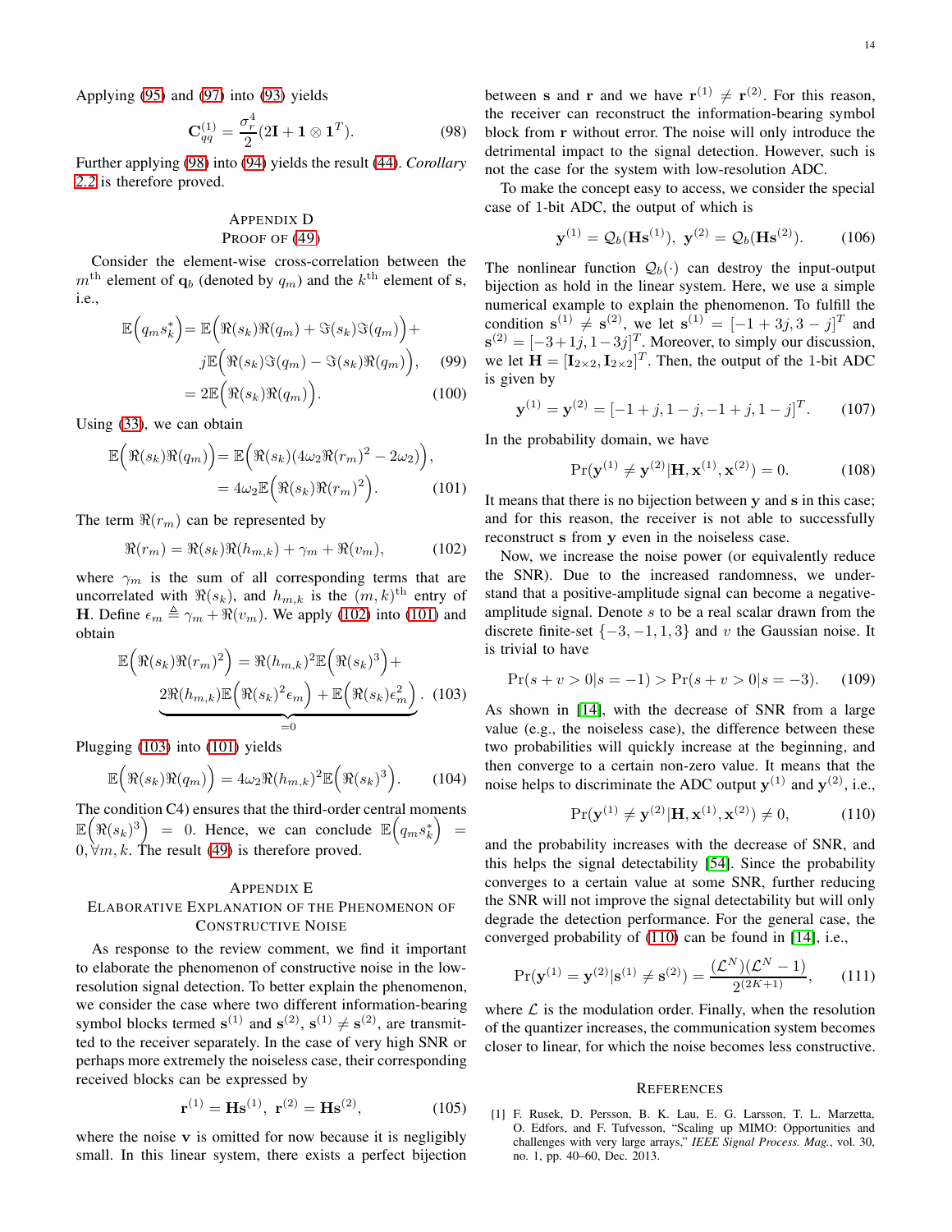Applying (95) and (97) into (93) yields

$$\mathbf{C}_{qq}^{(1)} = \frac{\sigma_r^4}{2}(2\mathbf{I} + \mathbf{1} \otimes \mathbf{1}^T). \tag{98}$$

Further applying (98) into (94) yields the result (44). *Corollary 2.2* is therefore proved.

## Appendix D
## Proof of (49)

Consider the element-wise cross-correlation between the $m^{\text{th}}$ element of $\mathbf{q}_b$ (denoted by $q_m$) and the $k^{\text{th}}$ element of $\mathbf{s}$, i.e.,

$$\begin{aligned}\mathbb{E}\Big(q_m s_k^*\Big) &= \mathbb{E}\Big(\Re(s_k)\Re(q_m) + \Im(s_k)\Im(q_m)\Big) + \\ &\quad j\mathbb{E}\Big(\Re(s_k)\Im(q_m) - \Im(s_k)\Re(q_m)\Big), \qquad (99)\\ &= 2\mathbb{E}\Big(\Re(s_k)\Re(q_m)\Big). \qquad (100)\end{aligned}$$

Using (33), we can obtain

$$\begin{aligned}\mathbb{E}\Big(\Re(s_k)\Re(q_m)\Big) &= \mathbb{E}\Big(\Re(s_k)(4\omega_2\Re(r_m)^2 - 2\omega_2)\Big), \\ &= 4\omega_2\mathbb{E}\Big(\Re(s_k)\Re(r_m)^2\Big). \qquad (101)\end{aligned}$$

The term $\Re(r_m)$ can be represented by

$$\Re(r_m) = \Re(s_k)\Re(h_{m,k}) + \gamma_m + \Re(v_m), \tag{102}$$

where $\gamma_m$ is the sum of all corresponding terms that are uncorrelated with $\Re(s_k)$, and $h_{m,k}$ is the $(m,k)^{\text{th}}$ entry of $\mathbf{H}$. Define $\epsilon_m \triangleq \gamma_m + \Re(v_m)$. We apply (102) into (101) and obtain

$$\begin{aligned}\mathbb{E}\Big(\Re(s_k)\Re(r_m)^2\Big) &= \Re(h_{m,k})^2\mathbb{E}\Big(\Re(s_k)^3\Big) + \\ &\quad \underbrace{2\Re(h_{m,k})\mathbb{E}\Big(\Re(s_k)^2\epsilon_m\Big) + \mathbb{E}\Big(\Re(s_k)\epsilon_m^2\Big)}_{=0}. \qquad (103)\end{aligned}$$

Plugging (103) into (101) yields

$$\mathbb{E}\Big(\Re(s_k)\Re(q_m)\Big) = 4\omega_2\Re(h_{m,k})^2\mathbb{E}\Big(\Re(s_k)^3\Big). \tag{104}$$

The condition C4) ensures that the third-order central moments $\mathbb{E}\Big(\Re(s_k)^3\Big) = 0$. Hence, we can conclude $\mathbb{E}\Big(q_m s_k^*\Big) = 0, \forall m, k$. The result (49) is therefore proved.

## Appendix E
## Elaborative Explanation of the Phenomenon of Constructive Noise

As response to the review comment, we find it important to elaborate the phenomenon of constructive noise in the low-resolution signal detection. To better explain the phenomenon, we consider the case where two different information-bearing symbol blocks termed $\mathbf{s}^{(1)}$ and $\mathbf{s}^{(2)}$, $\mathbf{s}^{(1)} \neq \mathbf{s}^{(2)}$, are transmitted to the receiver separately. In the case of very high SNR or perhaps more extremely the noiseless case, their corresponding received blocks can be expressed by

$$\mathbf{r}^{(1)} = \mathbf{H}\mathbf{s}^{(1)}, \ \mathbf{r}^{(2)} = \mathbf{H}\mathbf{s}^{(2)}, \tag{105}$$

where the noise $\mathbf{v}$ is omitted for now because it is negligibly small. In this linear system, there exists a perfect bijection between $\mathbf{s}$ and $\mathbf{r}$ and we have $\mathbf{r}^{(1)} \neq \mathbf{r}^{(2)}$. For this reason, the receiver can reconstruct the information-bearing symbol block from $\mathbf{r}$ without error. The noise will only introduce the detrimental impact to the signal detection. However, such is not the case for the system with low-resolution ADC.

To make the concept easy to access, we consider the special case of 1-bit ADC, the output of which is

$$\mathbf{y}^{(1)} = \mathcal{Q}_b(\mathbf{H}\mathbf{s}^{(1)}), \ \mathbf{y}^{(2)} = \mathcal{Q}_b(\mathbf{H}\mathbf{s}^{(2)}). \tag{106}$$

The nonlinear function $\mathcal{Q}_b(\cdot)$ can destroy the input-output bijection as hold in the linear system. Here, we use a simple numerical example to explain the phenomenon. To fulfill the condition $\mathbf{s}^{(1)} \neq \mathbf{s}^{(2)}$, we let $\mathbf{s}^{(1)} = [-1+3j, 3-j]^T$ and $\mathbf{s}^{(2)} = [-3+1j, 1-3j]^T$. Moreover, to simply our discussion, we let $\mathbf{H} = [\mathbf{I}_{2\times2}, \mathbf{I}_{2\times2}]^T$. Then, the output of the 1-bit ADC is given by

$$\mathbf{y}^{(1)} = \mathbf{y}^{(2)} = [-1+j, 1-j, -1+j, 1-j]^T. \tag{107}$$

In the probability domain, we have

$$\Pr(\mathbf{y}^{(1)} \neq \mathbf{y}^{(2)} | \mathbf{H}, \mathbf{x}^{(1)}, \mathbf{x}^{(2)}) = 0. \tag{108}$$

It means that there is no bijection between $\mathbf{y}$ and $\mathbf{s}$ in this case; and for this reason, the receiver is not able to successfully reconstruct $\mathbf{s}$ from $\mathbf{y}$ even in the noiseless case.

Now, we increase the noise power (or equivalently reduce the SNR). Due to the increased randomness, we understand that a positive-amplitude signal can become a negative-amplitude signal. Denote $s$ to be a real scalar drawn from the discrete finite-set $\{-3, -1, 1, 3\}$ and $v$ the Gaussian noise. It is trivial to have

$$\Pr(s + v > 0 | s = -1) > \Pr(s + v > 0 | s = -3). \tag{109}$$

As shown in [14], with the decrease of SNR from a large value (e.g., the noiseless case), the difference between these two probabilities will quickly increase at the beginning, and then converge to a certain non-zero value. It means that the noise helps to discriminate the ADC output $\mathbf{y}^{(1)}$ and $\mathbf{y}^{(2)}$, i.e.,

$$\Pr(\mathbf{y}^{(1)} \neq \mathbf{y}^{(2)} | \mathbf{H}, \mathbf{x}^{(1)}, \mathbf{x}^{(2)}) \neq 0, \tag{110}$$

and the probability increases with the decrease of SNR, and this helps the signal detectability [54]. Since the probability converges to a certain value at some SNR, further reducing the SNR will not improve the signal detectability but will only degrade the detection performance. For the general case, the converged probability of (110) can be found in [14], i.e.,

$$\Pr(\mathbf{y}^{(1)} = \mathbf{y}^{(2)} | \mathbf{s}^{(1)} \neq \mathbf{s}^{(2)}) = \frac{(\mathcal{L}^N)(\mathcal{L}^N - 1)}{2^{(2K+1)}}, \tag{111}$$

where $\mathcal{L}$ is the modulation order. Finally, when the resolution of the quantizer increases, the communication system becomes closer to linear, for which the noise becomes less constructive.

## References

[1] F. Rusek, D. Persson, B. K. Lau, E. G. Larsson, T. L. Marzetta, O. Edfors, and F. Tufvesson, "Scaling up MIMO: Opportunities and challenges with very large arrays," *IEEE Signal Process. Mag.*, vol. 30, no. 1, pp. 40–60, Dec. 2013.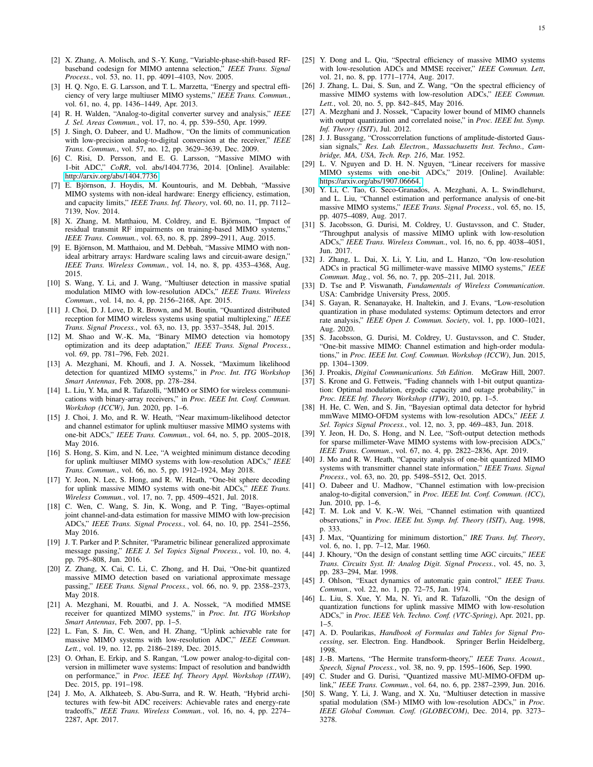[2] X. Zhang, A. Molisch, and S.-Y. Kung, "Variable-phase-shift-based RF-baseband codesign for MIMO antenna selection," *IEEE Trans. Signal Process.*, vol. 53, no. 11, pp. 4091–4103, Nov. 2005.

[3] H. Q. Ngo, E. G. Larsson, and T. L. Marzetta, "Energy and spectral efficiency of very large multiuser MIMO systems," *IEEE Trans. Commun.*, vol. 61, no. 4, pp. 1436–1449, Apr. 2013.

[4] R. H. Walden, "Analog-to-digital converter survey and analysis," *IEEE J. Sel. Areas Commun.*, vol. 17, no. 4, pp. 539–550, Apr. 1999.

[5] J. Singh, O. Dabeer, and U. Madhow, "On the limits of communication with low-precision analog-to-digital conversion at the receiver," *IEEE Trans. Commun.*, vol. 57, no. 12, pp. 3629–3639, Dec. 2009.

[6] C. Risi, D. Persson, and E. G. Larsson, "Massive MIMO with 1-bit ADC," *CoRR*, vol. abs/1404.7736, 2014. [Online]. Available: http://arxiv.org/abs/1404.7736

[7] E. Björnson, J. Hoydis, M. Kountouris, and M. Debbah, "Massive MIMO systems with non-ideal hardware: Energy efficiency, estimation, and capacity limits," *IEEE Trans. Inf. Theory*, vol. 60, no. 11, pp. 7112–7139, Nov. 2014.

[8] X. Zhang, M. Matthaiou, M. Coldrey, and E. Björnson, "Impact of residual transmit RF impairments on training-based MIMO systems," *IEEE Trans. Commun.*, vol. 63, no. 8, pp. 2899–2911, Aug. 2015.

[9] E. Björnson, M. Matthaiou, and M. Debbah, "Massive MIMO with non-ideal arbitrary arrays: Hardware scaling laws and circuit-aware design," *IEEE Trans. Wireless Commun.*, vol. 14, no. 8, pp. 4353–4368, Aug. 2015.

[10] S. Wang, Y. Li, and J. Wang, "Multiuser detection in massive spatial modulation MIMO with low-resolution ADCs," *IEEE Trans. Wireless Commun.*, vol. 14, no. 4, pp. 2156–2168, Apr. 2015.

[11] J. Choi, D. J. Love, D. R. Brown, and M. Boutin, "Quantized distributed reception for MIMO wireless systems using spatial multiplexing," *IEEE Trans. Signal Process.*, vol. 63, no. 13, pp. 3537–3548, Jul. 2015.

[12] M. Shao and W.-K. Ma, "Binary MIMO detection via homotopy optimization and its deep adaptation," *IEEE Trans. Signal Process.*, vol. 69, pp. 781–796, Feb. 2021.

[13] A. Mezghani, M. Khoufi, and J. A. Nossek, "Maximum likelihood detection for quantized MIMO systems," in *Proc. Int. ITG Workshop Smart Antennas*, Feb. 2008, pp. 278–284.

[14] L. Liu, Y. Ma, and R. Tafazolli, "MIMO or SIMO for wireless communications with binary-array receivers," in *Proc. IEEE Int. Conf. Commun. Workshop (ICCW)*, Jun. 2020, pp. 1–6.

[15] J. Choi, J. Mo, and R. W. Heath, "Near maximum-likelihood detector and channel estimator for uplink multiuser massive MIMO systems with one-bit ADCs," *IEEE Trans. Commun.*, vol. 64, no. 5, pp. 2005–2018, May 2016.

[16] S. Hong, S. Kim, and N. Lee, "A weighted minimum distance decoding for uplink multiuser MIMO systems with low-resolution ADCs," *IEEE Trans. Commun.*, vol. 66, no. 5, pp. 1912–1924, May 2018.

[17] Y. Jeon, N. Lee, S. Hong, and R. W. Heath, "One-bit sphere decoding for uplink massive MIMO systems with one-bit ADCs," *IEEE Trans. Wireless Commun.*, vol. 17, no. 7, pp. 4509–4521, Jul. 2018.

[18] C. Wen, C. Wang, S. Jin, K. Wong, and P. Ting, "Bayes-optimal joint channel-and-data estimation for massive MIMO with low-precision ADCs," *IEEE Trans. Signal Process.*, vol. 64, no. 10, pp. 2541–2556, May 2016.

[19] J. T. Parker and P. Schniter, "Parametric bilinear generalized approximate message passing," *IEEE J. Sel Topics Signal Process.*, vol. 10, no. 4, pp. 795–808, Jun. 2016.

[20] Z. Zhang, X. Cai, C. Li, C. Zhong, and H. Dai, "One-bit quantized massive MIMO detection based on variational approximate message passing," *IEEE Trans. Signal Process.*, vol. 66, no. 9, pp. 2358–2373, May 2018.

[21] A. Mezghani, M. Rouatbi, and J. A. Nossek, "A modified MMSE receiver for quantized MIMO systems," in *Proc. Int. ITG Workshop Smart Antennas*, Feb. 2007, pp. 1–5.

[22] L. Fan, S. Jin, C. Wen, and H. Zhang, "Uplink achievable rate for massive MIMO systems with low-resolution ADC," *IEEE Commun. Lett.*, vol. 19, no. 12, pp. 2186–2189, Dec. 2015.

[23] O. Orhan, E. Erkip, and S. Rangan, "Low power analog-to-digital conversion in millimeter wave systems: Impact of resolution and bandwidth on performance," in *Proc. IEEE Inf. Theory Appl. Workshop (ITAW)*, Dec. 2015, pp. 191–198.

[24] J. Mo, A. Alkhateeb, S. Abu-Surra, and R. W. Heath, "Hybrid architectures with few-bit ADC receivers: Achievable rates and energy-rate tradeoffs," *IEEE Trans. Wireless Commun.*, vol. 16, no. 4, pp. 2274–2287, Apr. 2017.

[25] Y. Dong and L. Qiu, "Spectral efficiency of massive MIMO systems with low-resolution ADCs and MMSE receiver," *IEEE Commun. Lett*, vol. 21, no. 8, pp. 1771–1774, Aug. 2017.

[26] J. Zhang, L. Dai, S. Sun, and Z. Wang, "On the spectral efficiency of massive MIMO systems with low-resolution ADCs," *IEEE Commun. Lett.*, vol. 20, no. 5, pp. 842–845, May 2016.

[27] A. Mezghani and J. Nossek, "Capacity lower bound of MIMO channels with output quantization and correlated noise," in *Proc. IEEE Int. Symp. Inf. Theory (ISIT)*, Jul. 2012.

[28] J. J. Bussgang, "Crosscorrelation functions of amplitude-distorted Gaussian signals," *Res. Lab. Electron., Massachusetts Inst. Techno., Cambridge, MA, USA, Tech. Rep. 216*, Mar. 1952.

[29] L. V. Nguyen and D. H. N. Nguyen, "Linear receivers for massive MIMO systems with one-bit ADCs," 2019. [Online]. Available: https://arxiv.org/abs/1907.06664.

[30] Y. Li, C. Tao, G. Seco-Granados, A. Mezghani, A. L. Swindlehurst, and L. Liu, "Channel estimation and performance analysis of one-bit massive MIMO systems," *IEEE Trans. Signal Process.*, vol. 65, no. 15, pp. 4075–4089, Aug. 2017.

[31] S. Jacobsson, G. Durisi, M. Coldrey, U. Gustavsson, and C. Studer, "Throughput analysis of massive MIMO uplink with low-resolution ADCs," *IEEE Trans. Wireless Commun.*, vol. 16, no. 6, pp. 4038–4051, Jun. 2017.

[32] J. Zhang, L. Dai, X. Li, Y. Liu, and L. Hanzo, "On low-resolution ADCs in practical 5G millimeter-wave massive MIMO systems," *IEEE Commun. Mag.*, vol. 56, no. 7, pp. 205–211, Jul. 2018.

[33] D. Tse and P. Viswanath, *Fundamentals of Wireless Communication*. USA: Cambridge University Press, 2005.

[34] S. Gayan, R. Senanayake, H. Inaltekin, and J. Evans, "Low-resolution quantization in phase modulated systems: Optimum detectors and error rate analysis," *IEEE Open J. Commun. Society*, vol. 1, pp. 1000–1021, Aug. 2020.

[35] S. Jacobsson, G. Durisi, M. Coldrey, U. Gustavsson, and C. Studer, "One-bit massive MIMO: Channel estimation and high-order modulations," in *Proc. IEEE Int. Conf. Commun. Workshop (ICCW)*, Jun. 2015, pp. 1304–1309.

[36] J. Proakis, *Digital Communications. 5th Edition*. McGraw Hill, 2007.

[37] S. Krone and G. Fettweis, "Fading channels with 1-bit output quantization: Optimal modulation, ergodic capacity and outage probability," in *Proc. IEEE Inf. Theory Workshop (ITW)*, 2010, pp. 1–5.

[38] H. He, C. Wen, and S. Jin, "Bayesian optimal data detector for hybrid mmWave MIMO-OFDM systems with low-resolution ADCs," *IEEE J. Sel. Topics Signal Process.*, vol. 12, no. 3, pp. 469–483, Jun. 2018.

[39] Y. Jeon, H. Do, S. Hong, and N. Lee, "Soft-output detection methods for sparse millimeter-Wave MIMO systems with low-precision ADCs," *IEEE Trans. Commun.*, vol. 67, no. 4, pp. 2822–2836, Apr. 2019.

[40] J. Mo and R. W. Heath, "Capacity analysis of one-bit quantized MIMO systems with transmitter channel state information," *IEEE Trans. Signal Process.*, vol. 63, no. 20, pp. 5498–5512, Oct. 2015.

[41] O. Dabeer and U. Madhow, "Channel estimation with low-precision analog-to-digital conversion," in *Proc. IEEE Int. Conf. Commun. (ICC)*, Jun. 2010, pp. 1–6.

[42] T. M. Lok and V. K.-W. Wei, "Channel estimation with quantized observations," in *Proc. IEEE Int. Symp. Inf. Theory (ISIT)*, Aug. 1998, p. 333.

[43] J. Max, "Quantizing for minimum distortion," *IRE Trans. Inf. Theory*, vol. 6, no. 1, pp. 7–12, Mar. 1960.

[44] J. Khoury, "On the design of constant settling time AGC circuits," *IEEE Trans. Circuits Syst. II: Analog Digit. Signal Process.*, vol. 45, no. 3, pp. 283–294, Mar. 1998.

[45] J. Ohlson, "Exact dynamics of automatic gain control," *IEEE Trans. Commun.*, vol. 22, no. 1, pp. 72–75, Jan. 1974.

[46] L. Liu, S. Xue, Y. Ma, N. Yi, and R. Tafazolli, "On the design of quantization functions for uplink massive MIMO with low-resolution ADCs," in *Proc. IEEE Veh. Techno. Conf. (VTC-Spring)*, Apr. 2021, pp. 1–5.

[47] A. D. Poularikas, *Handbook of Formulas and Tables for Signal Processing*, ser. Electron. Eng. Handbook. Springer Berlin Heidelberg, 1998.

[48] J.-B. Martens, "The Hermite transform-theory," *IEEE Trans. Acoust., Speech, Signal Process.*, vol. 38, no. 9, pp. 1595–1606, Sep. 1990.

[49] C. Studer and G. Durisi, "Quantized massive MU-MIMO-OFDM uplink," *IEEE Trans. Commun.*, vol. 64, no. 6, pp. 2387–2399, Jun. 2016.

[50] S. Wang, Y. Li, J. Wang, and X. Xu, "Multiuser detection in massive spatial modulation (SM-) MIMO with low-resolution ADCs," in *Proc. IEEE Global Commun. Conf. (GLOBECOM)*, Dec. 2014, pp. 3273–3278.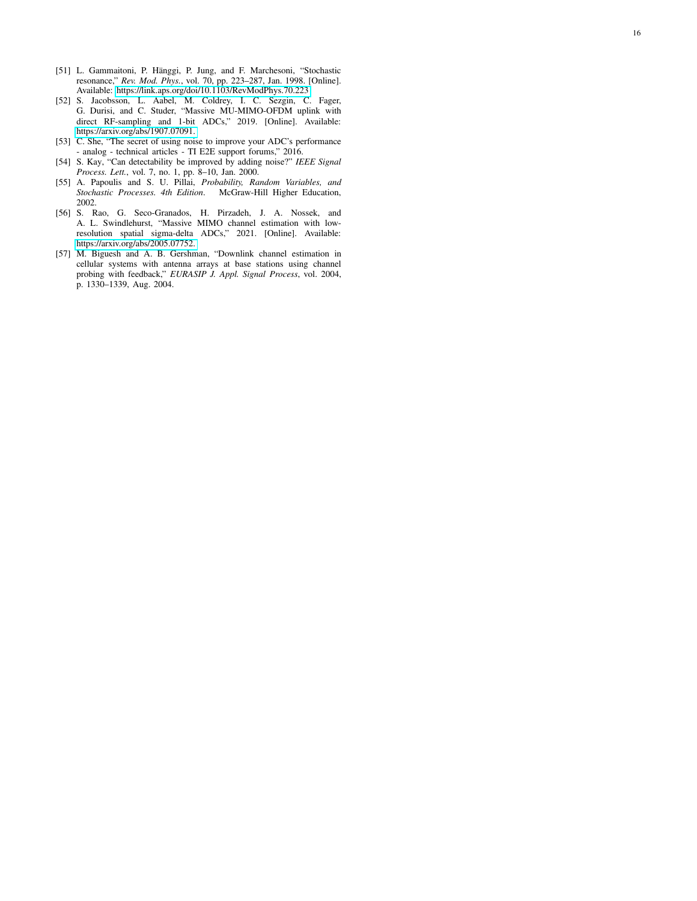[51] L. Gammaitoni, P. Hänggi, P. Jung, and F. Marchesoni, "Stochastic resonance," *Rev. Mod. Phys.*, vol. 70, pp. 223–287, Jan. 1998. [Online]. Available: https://link.aps.org/doi/10.1103/RevModPhys.70.223

[52] S. Jacobsson, L. Aabel, M. Coldrey, I. C. Sezgin, C. Fager, G. Durisi, and C. Studer, "Massive MU-MIMO-OFDM uplink with direct RF-sampling and 1-bit ADCs," 2019. [Online]. Available: https://arxiv.org/abs/1907.07091.

[53] C. She, "The secret of using noise to improve your ADC's performance - analog - technical articles - TI E2E support forums," 2016.

[54] S. Kay, "Can detectability be improved by adding noise?" *IEEE Signal Process. Lett.*, vol. 7, no. 1, pp. 8–10, Jan. 2000.

[55] A. Papoulis and S. U. Pillai, *Probability, Random Variables, and Stochastic Processes. 4th Edition*. McGraw-Hill Higher Education, 2002.

[56] S. Rao, G. Seco-Granados, H. Pirzadeh, J. A. Nossek, and A. L. Swindlehurst, "Massive MIMO channel estimation with low-resolution spatial sigma-delta ADCs," 2021. [Online]. Available: https://arxiv.org/abs/2005.07752.

[57] M. Biguesh and A. B. Gershman, "Downlink channel estimation in cellular systems with antenna arrays at base stations using channel probing with feedback," *EURASIP J. Appl. Signal Process*, vol. 2004, p. 1330–1339, Aug. 2004.